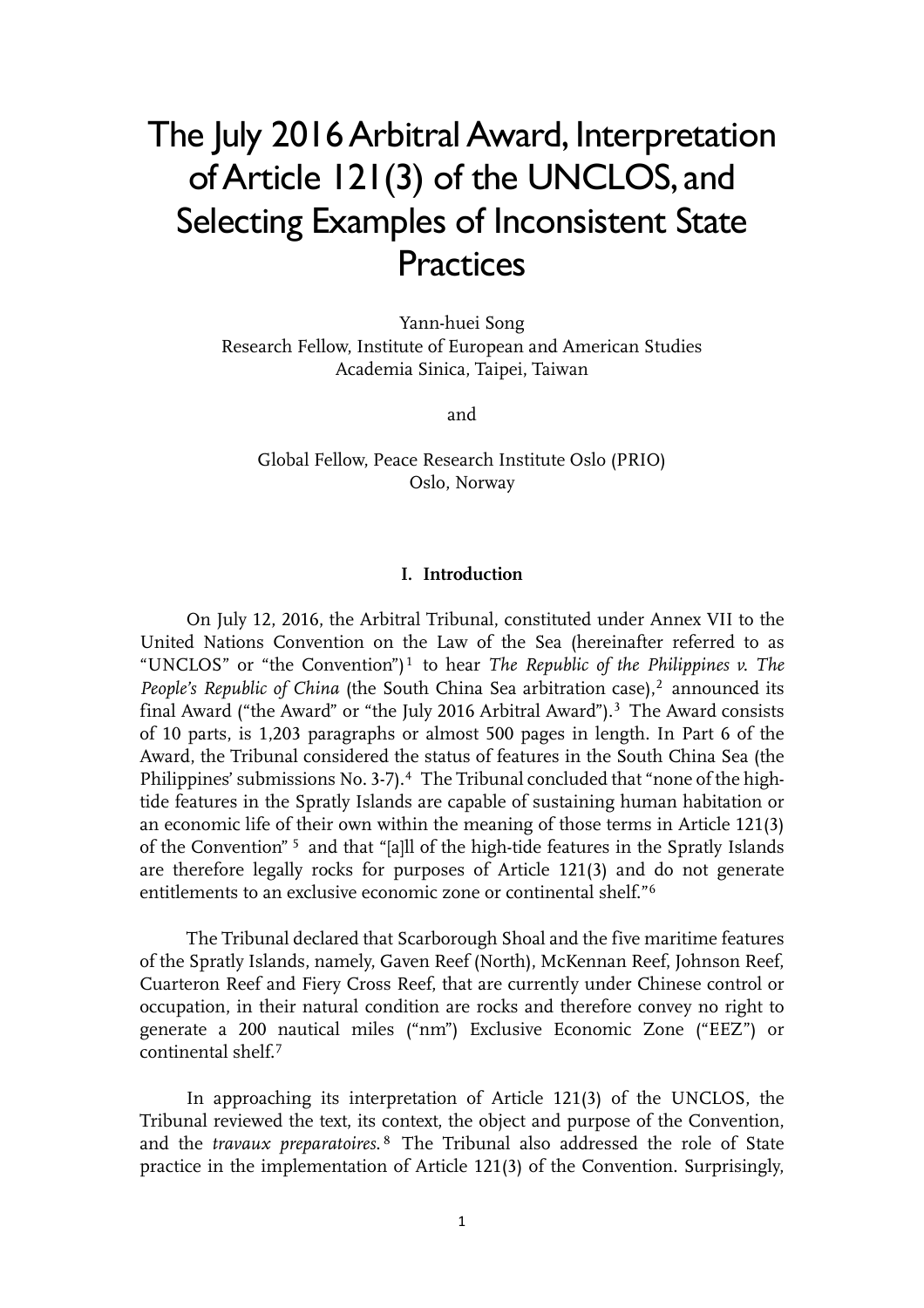# The July 2016 Arbitral Award, Interpretation of Article 121(3) of the UNCLOS, and Selecting Examples of Inconsistent State Practices

Yann-huei Song
Research Fellow, Institute of European and American Studies
Academia Sinica, Taipei, Taiwan

and

Global Fellow, Peace Research Institute Oslo (PRIO)
Oslo, Norway

## I. Introduction

On July 12, 2016, the Arbitral Tribunal, constituted under Annex VII to the United Nations Convention on the Law of the Sea (hereinafter referred to as "UNCLOS" or "the Convention")[1] to hear *The Republic of the Philippines v. The People's Republic of China* (the South China Sea arbitration case),[2] announced its final Award ("the Award" or "the July 2016 Arbitral Award").[3] The Award consists of 10 parts, is 1,203 paragraphs or almost 500 pages in length. In Part 6 of the Award, the Tribunal considered the status of features in the South China Sea (the Philippines' submissions No. 3-7).[4] The Tribunal concluded that "none of the high-tide features in the Spratly Islands are capable of sustaining human habitation or an economic life of their own within the meaning of those terms in Article 121(3) of the Convention"[5] and that "[a]ll of the high-tide features in the Spratly Islands are therefore legally rocks for purposes of Article 121(3) and do not generate entitlements to an exclusive economic zone or continental shelf."[6]

The Tribunal declared that Scarborough Shoal and the five maritime features of the Spratly Islands, namely, Gaven Reef (North), McKennan Reef, Johnson Reef, Cuarteron Reef and Fiery Cross Reef, that are currently under Chinese control or occupation, in their natural condition are rocks and therefore convey no right to generate a 200 nautical miles ("nm") Exclusive Economic Zone ("EEZ") or continental shelf.[7]

In approaching its interpretation of Article 121(3) of the UNCLOS, the Tribunal reviewed the text, its context, the object and purpose of the Convention, and the *travaux preparatoires.*[8] The Tribunal also addressed the role of State practice in the implementation of Article 121(3) of the Convention. Surprisingly,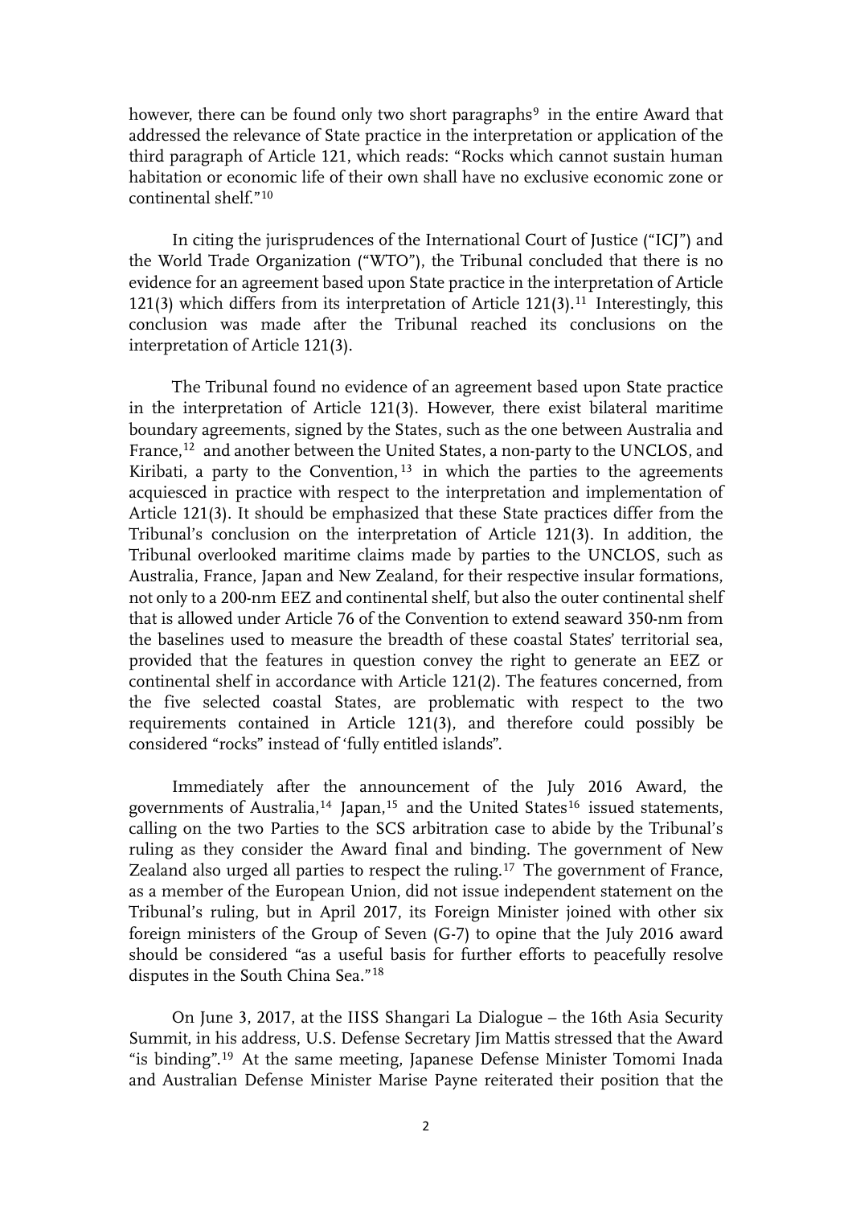however, there can be found only two short paragraphs[9] in the entire Award that addressed the relevance of State practice in the interpretation or application of the third paragraph of Article 121, which reads: "Rocks which cannot sustain human habitation or economic life of their own shall have no exclusive economic zone or continental shelf."[10]

In citing the jurisprudences of the International Court of Justice ("ICJ") and the World Trade Organization ("WTO"), the Tribunal concluded that there is no evidence for an agreement based upon State practice in the interpretation of Article 121(3) which differs from its interpretation of Article 121(3).[11] Interestingly, this conclusion was made after the Tribunal reached its conclusions on the interpretation of Article 121(3).

The Tribunal found no evidence of an agreement based upon State practice in the interpretation of Article 121(3). However, there exist bilateral maritime boundary agreements, signed by the States, such as the one between Australia and France,[12] and another between the United States, a non-party to the UNCLOS, and Kiribati, a party to the Convention,[13] in which the parties to the agreements acquiesced in practice with respect to the interpretation and implementation of Article 121(3). It should be emphasized that these State practices differ from the Tribunal's conclusion on the interpretation of Article 121(3). In addition, the Tribunal overlooked maritime claims made by parties to the UNCLOS, such as Australia, France, Japan and New Zealand, for their respective insular formations, not only to a 200-nm EEZ and continental shelf, but also the outer continental shelf that is allowed under Article 76 of the Convention to extend seaward 350-nm from the baselines used to measure the breadth of these coastal States' territorial sea, provided that the features in question convey the right to generate an EEZ or continental shelf in accordance with Article 121(2). The features concerned, from the five selected coastal States, are problematic with respect to the two requirements contained in Article 121(3), and therefore could possibly be considered "rocks" instead of 'fully entitled islands".

Immediately after the announcement of the July 2016 Award, the governments of Australia,[14] Japan,[15] and the United States[16] issued statements, calling on the two Parties to the SCS arbitration case to abide by the Tribunal's ruling as they consider the Award final and binding. The government of New Zealand also urged all parties to respect the ruling.[17] The government of France, as a member of the European Union, did not issue independent statement on the Tribunal's ruling, but in April 2017, its Foreign Minister joined with other six foreign ministers of the Group of Seven (G-7) to opine that the July 2016 award should be considered "as a useful basis for further efforts to peacefully resolve disputes in the South China Sea."[18]

On June 3, 2017, at the IISS Shangari La Dialogue – the 16th Asia Security Summit, in his address, U.S. Defense Secretary Jim Mattis stressed that the Award "is binding".[19] At the same meeting, Japanese Defense Minister Tomomi Inada and Australian Defense Minister Marise Payne reiterated their position that the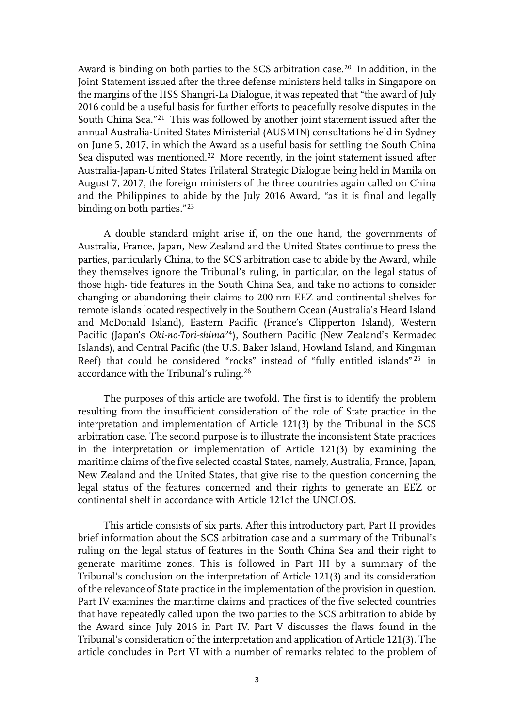Award is binding on both parties to the SCS arbitration case.[20] In addition, in the Joint Statement issued after the three defense ministers held talks in Singapore on the margins of the IISS Shangri-La Dialogue, it was repeated that "the award of July 2016 could be a useful basis for further efforts to peacefully resolve disputes in the South China Sea."[21] This was followed by another joint statement issued after the annual Australia-United States Ministerial (AUSMIN) consultations held in Sydney on June 5, 2017, in which the Award as a useful basis for settling the South China Sea disputed was mentioned.[22] More recently, in the joint statement issued after Australia-Japan-United States Trilateral Strategic Dialogue being held in Manila on August 7, 2017, the foreign ministers of the three countries again called on China and the Philippines to abide by the July 2016 Award, "as it is final and legally binding on both parties."[23]

A double standard might arise if, on the one hand, the governments of Australia, France, Japan, New Zealand and the United States continue to press the parties, particularly China, to the SCS arbitration case to abide by the Award, while they themselves ignore the Tribunal's ruling, in particular, on the legal status of those high- tide features in the South China Sea, and take no actions to consider changing or abandoning their claims to 200-nm EEZ and continental shelves for remote islands located respectively in the Southern Ocean (Australia's Heard Island and McDonald Island), Eastern Pacific (France's Clipperton Island), Western Pacific (Japan's *Oki-no-Tori-shima*[24]), Southern Pacific (New Zealand's Kermadec Islands), and Central Pacific (the U.S. Baker Island, Howland Island, and Kingman Reef) that could be considered "rocks" instead of "fully entitled islands"[25] in accordance with the Tribunal's ruling.[26]

The purposes of this article are twofold. The first is to identify the problem resulting from the insufficient consideration of the role of State practice in the interpretation and implementation of Article 121(3) by the Tribunal in the SCS arbitration case. The second purpose is to illustrate the inconsistent State practices in the interpretation or implementation of Article 121(3) by examining the maritime claims of the five selected coastal States, namely, Australia, France, Japan, New Zealand and the United States, that give rise to the question concerning the legal status of the features concerned and their rights to generate an EEZ or continental shelf in accordance with Article 121of the UNCLOS.

This article consists of six parts. After this introductory part, Part II provides brief information about the SCS arbitration case and a summary of the Tribunal's ruling on the legal status of features in the South China Sea and their right to generate maritime zones. This is followed in Part III by a summary of the Tribunal's conclusion on the interpretation of Article 121(3) and its consideration of the relevance of State practice in the implementation of the provision in question. Part IV examines the maritime claims and practices of the five selected countries that have repeatedly called upon the two parties to the SCS arbitration to abide by the Award since July 2016 in Part IV. Part V discusses the flaws found in the Tribunal's consideration of the interpretation and application of Article 121(3). The article concludes in Part VI with a number of remarks related to the problem of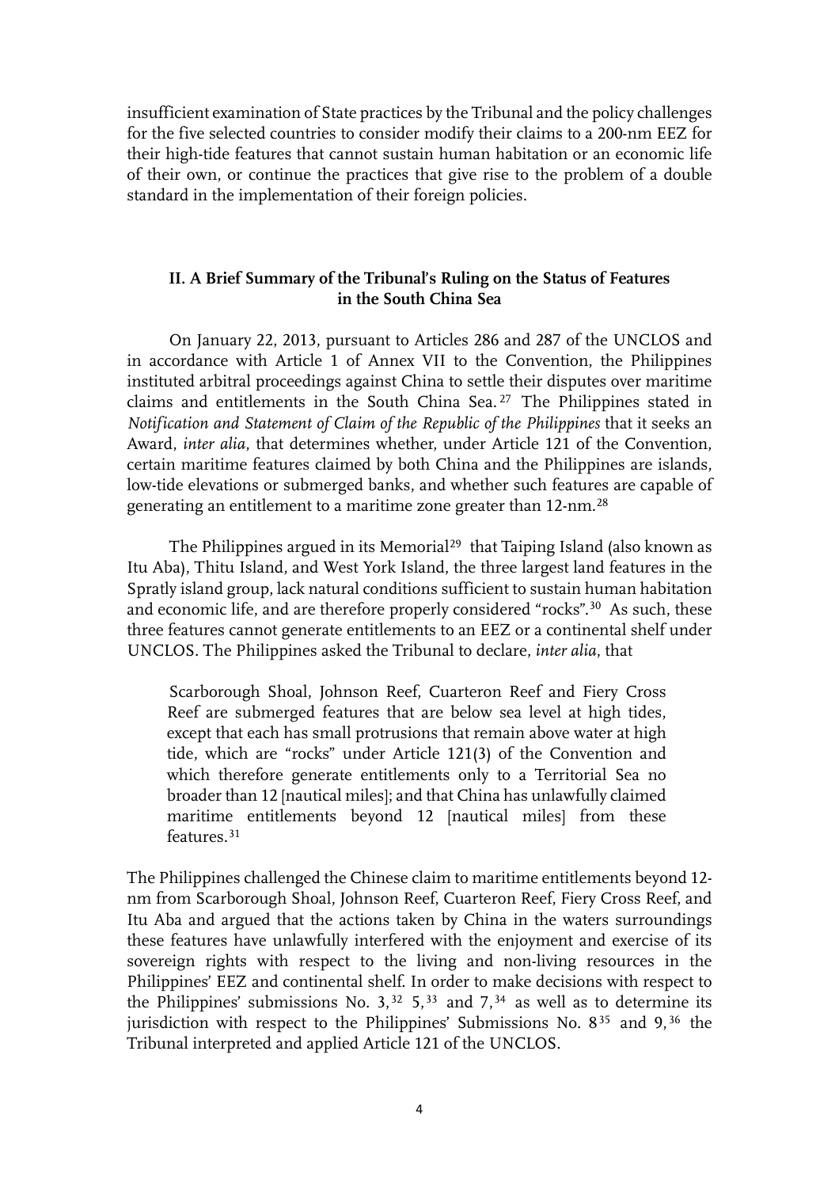insufficient examination of State practices by the Tribunal and the policy challenges for the five selected countries to consider modify their claims to a 200-nm EEZ for their high-tide features that cannot sustain human habitation or an economic life of their own, or continue the practices that give rise to the problem of a double standard in the implementation of their foreign policies.

## II. A Brief Summary of the Tribunal's Ruling on the Status of Features in the South China Sea

On January 22, 2013, pursuant to Articles 286 and 287 of the UNCLOS and in accordance with Article 1 of Annex VII to the Convention, the Philippines instituted arbitral proceedings against China to settle their disputes over maritime claims and entitlements in the South China Sea.[27] The Philippines stated in *Notification and Statement of Claim of the Republic of the Philippines* that it seeks an Award, *inter alia*, that determines whether, under Article 121 of the Convention, certain maritime features claimed by both China and the Philippines are islands, low-tide elevations or submerged banks, and whether such features are capable of generating an entitlement to a maritime zone greater than 12-nm.[28]

The Philippines argued in its Memorial[29] that Taiping Island (also known as Itu Aba), Thitu Island, and West York Island, the three largest land features in the Spratly island group, lack natural conditions sufficient to sustain human habitation and economic life, and are therefore properly considered "rocks".[30] As such, these three features cannot generate entitlements to an EEZ or a continental shelf under UNCLOS. The Philippines asked the Tribunal to declare, *inter alia*, that

> Scarborough Shoal, Johnson Reef, Cuarteron Reef and Fiery Cross Reef are submerged features that are below sea level at high tides, except that each has small protrusions that remain above water at high tide, which are "rocks" under Article 121(3) of the Convention and which therefore generate entitlements only to a Territorial Sea no broader than 12 [nautical miles]; and that China has unlawfully claimed maritime entitlements beyond 12 [nautical miles] from these features.[31]

The Philippines challenged the Chinese claim to maritime entitlements beyond 12-nm from Scarborough Shoal, Johnson Reef, Cuarteron Reef, Fiery Cross Reef, and Itu Aba and argued that the actions taken by China in the waters surroundings these features have unlawfully interfered with the enjoyment and exercise of its sovereign rights with respect to the living and non-living resources in the Philippines' EEZ and continental shelf. In order to make decisions with respect to the Philippines' submissions No. 3,[32] 5,[33] and 7,[34] as well as to determine its jurisdiction with respect to the Philippines' Submissions No. 8[35] and 9,[36] the Tribunal interpreted and applied Article 121 of the UNCLOS.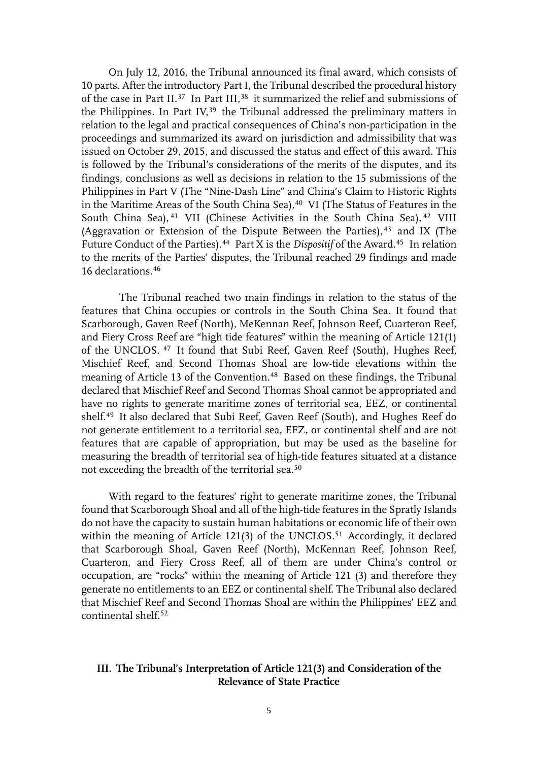On July 12, 2016, the Tribunal announced its final award, which consists of 10 parts. After the introductory Part I, the Tribunal described the procedural history of the case in Part II.[37] In Part III,[38] it summarized the relief and submissions of the Philippines. In Part IV,[39] the Tribunal addressed the preliminary matters in relation to the legal and practical consequences of China's non-participation in the proceedings and summarized its award on jurisdiction and admissibility that was issued on October 29, 2015, and discussed the status and effect of this award. This is followed by the Tribunal's considerations of the merits of the disputes, and its findings, conclusions as well as decisions in relation to the 15 submissions of the Philippines in Part V (The "Nine-Dash Line" and China's Claim to Historic Rights in the Maritime Areas of the South China Sea),[40] VI (The Status of Features in the South China Sea),[41] VII (Chinese Activities in the South China Sea),[42] VIII (Aggravation or Extension of the Dispute Between the Parties),[43] and IX (The Future Conduct of the Parties).[44] Part X is the *Dispositif* of the Award.[45] In relation to the merits of the Parties' disputes, the Tribunal reached 29 findings and made 16 declarations.[46]

The Tribunal reached two main findings in relation to the status of the features that China occupies or controls in the South China Sea. It found that Scarborough, Gaven Reef (North), MeKennan Reef, Johnson Reef, Cuarteron Reef, and Fiery Cross Reef are "high tide features" within the meaning of Article 121(1) of the UNCLOS.[47] It found that Subi Reef, Gaven Reef (South), Hughes Reef, Mischief Reef, and Second Thomas Shoal are low-tide elevations within the meaning of Article 13 of the Convention.[48] Based on these findings, the Tribunal declared that Mischief Reef and Second Thomas Shoal cannot be appropriated and have no rights to generate maritime zones of territorial sea, EEZ, or continental shelf.[49] It also declared that Subi Reef, Gaven Reef (South), and Hughes Reef do not generate entitlement to a territorial sea, EEZ, or continental shelf and are not features that are capable of appropriation, but may be used as the baseline for measuring the breadth of territorial sea of high-tide features situated at a distance not exceeding the breadth of the territorial sea.[50]

With regard to the features' right to generate maritime zones, the Tribunal found that Scarborough Shoal and all of the high-tide features in the Spratly Islands do not have the capacity to sustain human habitations or economic life of their own within the meaning of Article 121(3) of the UNCLOS.[51] Accordingly, it declared that Scarborough Shoal, Gaven Reef (North), McKennan Reef, Johnson Reef, Cuarteron, and Fiery Cross Reef, all of them are under China's control or occupation, are "rocks" within the meaning of Article 121 (3) and therefore they generate no entitlements to an EEZ or continental shelf. The Tribunal also declared that Mischief Reef and Second Thomas Shoal are within the Philippines' EEZ and continental shelf.[52]

## III. The Tribunal's Interpretation of Article 121(3) and Consideration of the Relevance of State Practice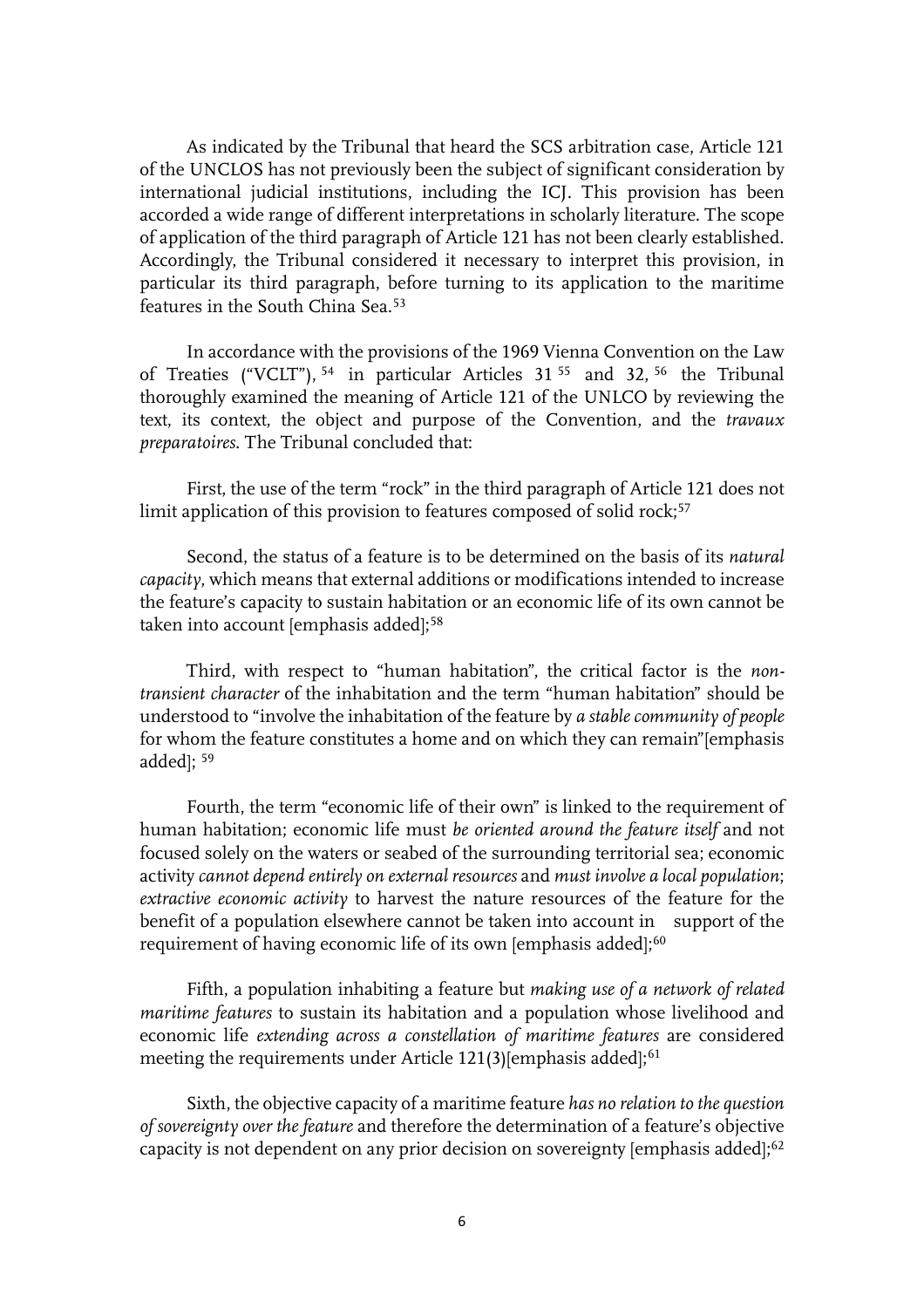As indicated by the Tribunal that heard the SCS arbitration case, Article 121 of the UNCLOS has not previously been the subject of significant consideration by international judicial institutions, including the ICJ. This provision has been accorded a wide range of different interpretations in scholarly literature. The scope of application of the third paragraph of Article 121 has not been clearly established. Accordingly, the Tribunal considered it necessary to interpret this provision, in particular its third paragraph, before turning to its application to the maritime features in the South China Sea.[53]

In accordance with the provisions of the 1969 Vienna Convention on the Law of Treaties ("VCLT"),[54] in particular Articles 31[55] and 32,[56] the Tribunal thoroughly examined the meaning of Article 121 of the UNLCO by reviewing the text, its context, the object and purpose of the Convention, and the *travaux preparatoires*. The Tribunal concluded that:

First, the use of the term "rock" in the third paragraph of Article 121 does not limit application of this provision to features composed of solid rock;[57]

Second, the status of a feature is to be determined on the basis of its *natural capacity*, which means that external additions or modifications intended to increase the feature's capacity to sustain habitation or an economic life of its own cannot be taken into account [emphasis added];[58]

Third, with respect to "human habitation", the critical factor is the *non-transient character* of the inhabitation and the term "human habitation" should be understood to "involve the inhabitation of the feature by *a stable community of people* for whom the feature constitutes a home and on which they can remain"[emphasis added]; [59]

Fourth, the term "economic life of their own" is linked to the requirement of human habitation; economic life must *be oriented around the feature itself* and not focused solely on the waters or seabed of the surrounding territorial sea; economic activity *cannot depend entirely on external resources* and *must involve a local population*; *extractive economic activity* to harvest the nature resources of the feature for the benefit of a population elsewhere cannot be taken into account in support of the requirement of having economic life of its own [emphasis added];[60]

Fifth, a population inhabiting a feature but *making use of a network of related maritime features* to sustain its habitation and a population whose livelihood and economic life *extending across a constellation of maritime features* are considered meeting the requirements under Article 121(3)[emphasis added];[61]

Sixth, the objective capacity of a maritime feature *has no relation to the question of sovereignty over the feature* and therefore the determination of a feature's objective capacity is not dependent on any prior decision on sovereignty [emphasis added];[62]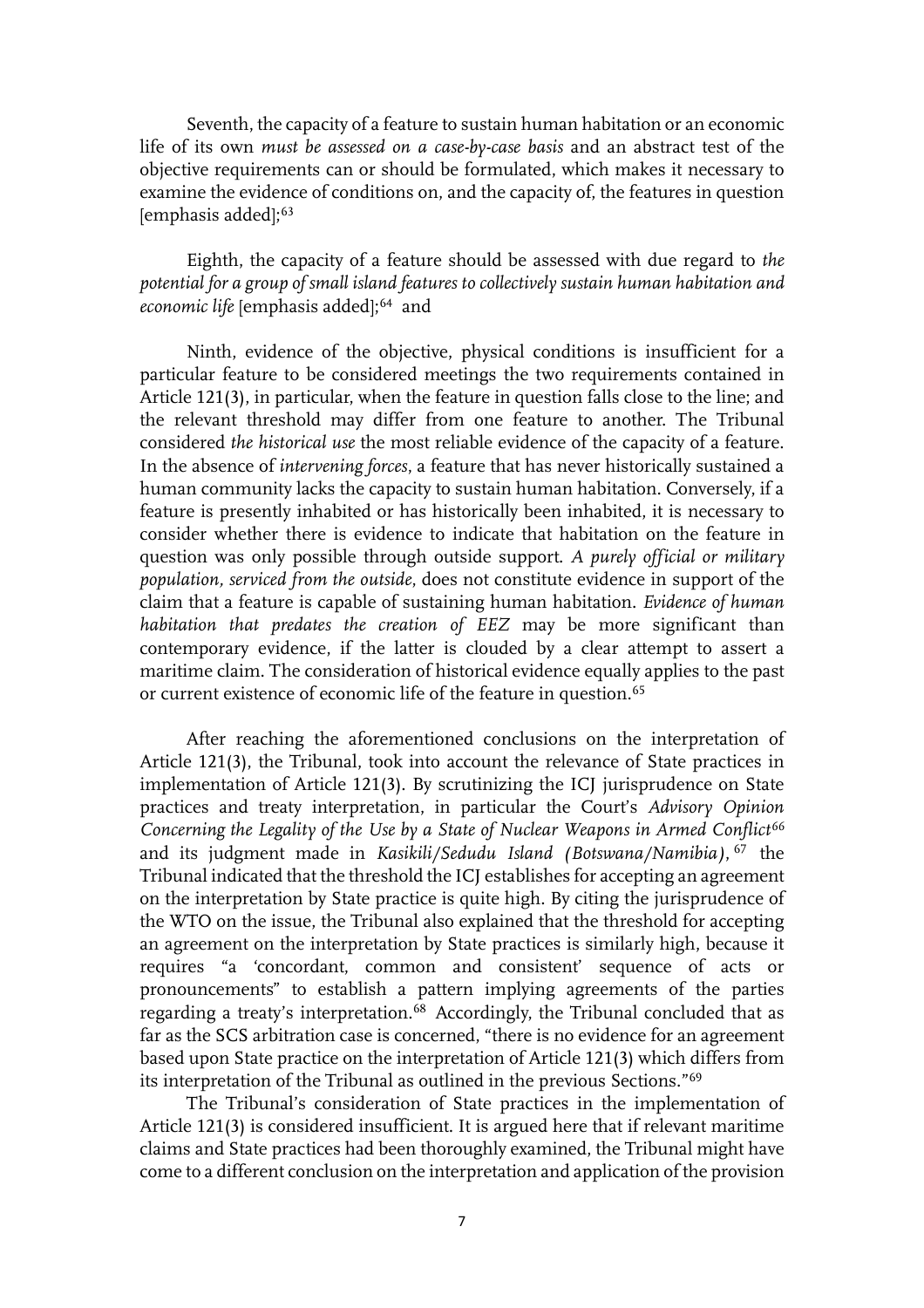Seventh, the capacity of a feature to sustain human habitation or an economic life of its own *must be assessed on a case-by-case basis* and an abstract test of the objective requirements can or should be formulated, which makes it necessary to examine the evidence of conditions on, and the capacity of, the features in question [emphasis added];[63]

Eighth, the capacity of a feature should be assessed with due regard to *the potential for a group of small island features to collectively sustain human habitation and economic life* [emphasis added];[64] and

Ninth, evidence of the objective, physical conditions is insufficient for a particular feature to be considered meetings the two requirements contained in Article 121(3), in particular, when the feature in question falls close to the line; and the relevant threshold may differ from one feature to another. The Tribunal considered *the historical use* the most reliable evidence of the capacity of a feature. In the absence of *intervening forces*, a feature that has never historically sustained a human community lacks the capacity to sustain human habitation. Conversely, if a feature is presently inhabited or has historically been inhabited, it is necessary to consider whether there is evidence to indicate that habitation on the feature in question was only possible through outside support. *A purely official or military population, serviced from the outside*, does not constitute evidence in support of the claim that a feature is capable of sustaining human habitation. *Evidence of human habitation that predates the creation of EEZ* may be more significant than contemporary evidence, if the latter is clouded by a clear attempt to assert a maritime claim. The consideration of historical evidence equally applies to the past or current existence of economic life of the feature in question.[65]

After reaching the aforementioned conclusions on the interpretation of Article 121(3), the Tribunal, took into account the relevance of State practices in implementation of Article 121(3). By scrutinizing the ICJ jurisprudence on State practices and treaty interpretation, in particular the Court's *Advisory Opinion Concerning the Legality of the Use by a State of Nuclear Weapons in Armed Conflict*[66] and its judgment made in *Kasikili/Sedudu Island (Botswana/Namibia)*,[67] the Tribunal indicated that the threshold the ICJ establishes for accepting an agreement on the interpretation by State practice is quite high. By citing the jurisprudence of the WTO on the issue, the Tribunal also explained that the threshold for accepting an agreement on the interpretation by State practices is similarly high, because it requires "a 'concordant, common and consistent' sequence of acts or pronouncements" to establish a pattern implying agreements of the parties regarding a treaty's interpretation.[68] Accordingly, the Tribunal concluded that as far as the SCS arbitration case is concerned, "there is no evidence for an agreement based upon State practice on the interpretation of Article 121(3) which differs from its interpretation of the Tribunal as outlined in the previous Sections."[69]

The Tribunal's consideration of State practices in the implementation of Article 121(3) is considered insufficient. It is argued here that if relevant maritime claims and State practices had been thoroughly examined, the Tribunal might have come to a different conclusion on the interpretation and application of the provision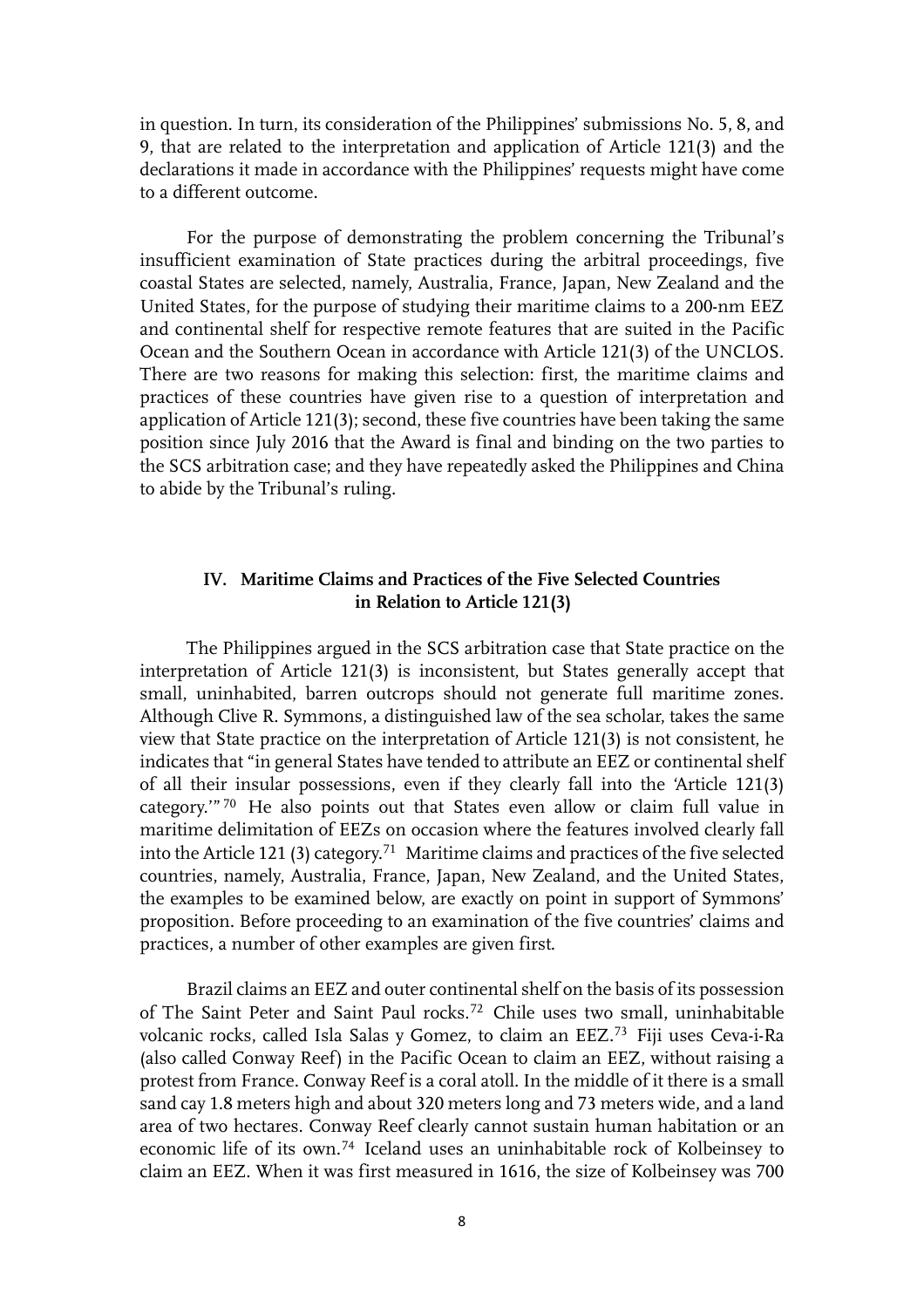in question. In turn, its consideration of the Philippines' submissions No. 5, 8, and 9, that are related to the interpretation and application of Article 121(3) and the declarations it made in accordance with the Philippines' requests might have come to a different outcome.

For the purpose of demonstrating the problem concerning the Tribunal's insufficient examination of State practices during the arbitral proceedings, five coastal States are selected, namely, Australia, France, Japan, New Zealand and the United States, for the purpose of studying their maritime claims to a 200-nm EEZ and continental shelf for respective remote features that are suited in the Pacific Ocean and the Southern Ocean in accordance with Article 121(3) of the UNCLOS. There are two reasons for making this selection: first, the maritime claims and practices of these countries have given rise to a question of interpretation and application of Article 121(3); second, these five countries have been taking the same position since July 2016 that the Award is final and binding on the two parties to the SCS arbitration case; and they have repeatedly asked the Philippines and China to abide by the Tribunal's ruling.

## IV. Maritime Claims and Practices of the Five Selected Countries in Relation to Article 121(3)

The Philippines argued in the SCS arbitration case that State practice on the interpretation of Article 121(3) is inconsistent, but States generally accept that small, uninhabited, barren outcrops should not generate full maritime zones. Although Clive R. Symmons, a distinguished law of the sea scholar, takes the same view that State practice on the interpretation of Article 121(3) is not consistent, he indicates that "in general States have tended to attribute an EEZ or continental shelf of all their insular possessions, even if they clearly fall into the 'Article 121(3) category.'"[70] He also points out that States even allow or claim full value in maritime delimitation of EEZs on occasion where the features involved clearly fall into the Article 121 (3) category.[71] Maritime claims and practices of the five selected countries, namely, Australia, France, Japan, New Zealand, and the United States, the examples to be examined below, are exactly on point in support of Symmons' proposition. Before proceeding to an examination of the five countries' claims and practices, a number of other examples are given first.

Brazil claims an EEZ and outer continental shelf on the basis of its possession of The Saint Peter and Saint Paul rocks.[72] Chile uses two small, uninhabitable volcanic rocks, called Isla Salas y Gomez, to claim an EEZ.[73] Fiji uses Ceva-i-Ra (also called Conway Reef) in the Pacific Ocean to claim an EEZ, without raising a protest from France. Conway Reef is a coral atoll. In the middle of it there is a small sand cay 1.8 meters high and about 320 meters long and 73 meters wide, and a land area of two hectares. Conway Reef clearly cannot sustain human habitation or an economic life of its own.[74] Iceland uses an uninhabitable rock of Kolbeinsey to claim an EEZ. When it was first measured in 1616, the size of Kolbeinsey was 700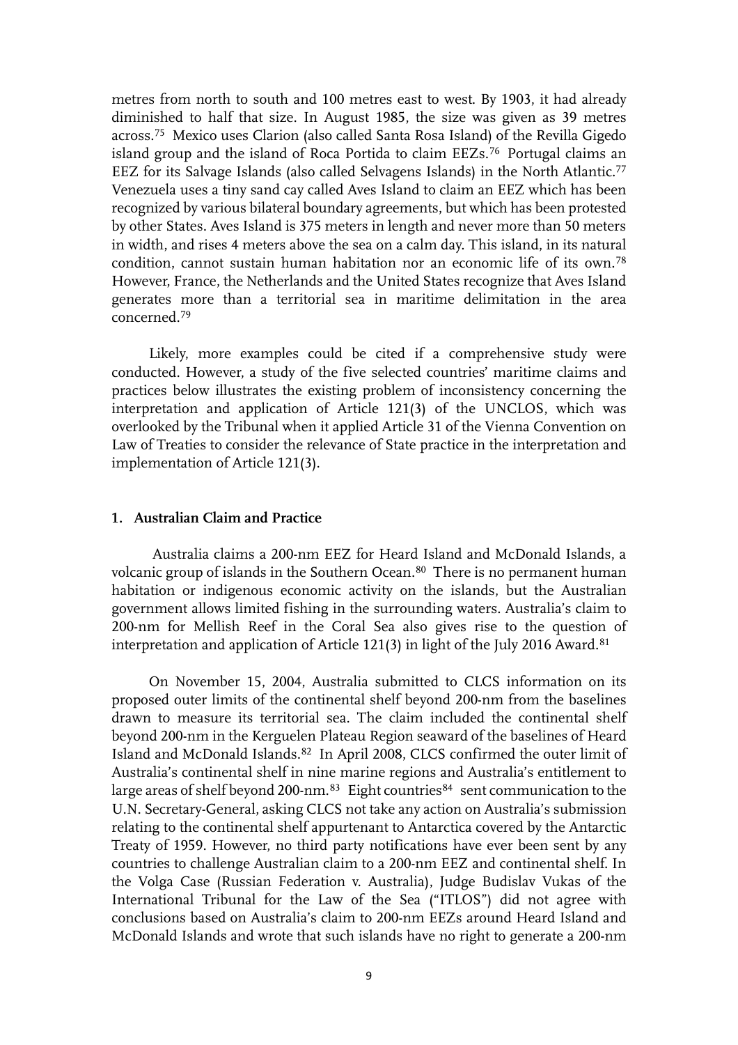metres from north to south and 100 metres east to west. By 1903, it had already diminished to half that size. In August 1985, the size was given as 39 metres across.[75] Mexico uses Clarion (also called Santa Rosa Island) of the Revilla Gigedo island group and the island of Roca Portida to claim EEZs.[76] Portugal claims an EEZ for its Salvage Islands (also called Selvagens Islands) in the North Atlantic.[77] Venezuela uses a tiny sand cay called Aves Island to claim an EEZ which has been recognized by various bilateral boundary agreements, but which has been protested by other States. Aves Island is 375 meters in length and never more than 50 meters in width, and rises 4 meters above the sea on a calm day. This island, in its natural condition, cannot sustain human habitation nor an economic life of its own.[78] However, France, the Netherlands and the United States recognize that Aves Island generates more than a territorial sea in maritime delimitation in the area concerned.[79]

Likely, more examples could be cited if a comprehensive study were conducted. However, a study of the five selected countries' maritime claims and practices below illustrates the existing problem of inconsistency concerning the interpretation and application of Article 121(3) of the UNCLOS, which was overlooked by the Tribunal when it applied Article 31 of the Vienna Convention on Law of Treaties to consider the relevance of State practice in the interpretation and implementation of Article 121(3).

### 1. Australian Claim and Practice

Australia claims a 200-nm EEZ for Heard Island and McDonald Islands, a volcanic group of islands in the Southern Ocean.[80] There is no permanent human habitation or indigenous economic activity on the islands, but the Australian government allows limited fishing in the surrounding waters. Australia's claim to 200-nm for Mellish Reef in the Coral Sea also gives rise to the question of interpretation and application of Article 121(3) in light of the July 2016 Award.[81]

On November 15, 2004, Australia submitted to CLCS information on its proposed outer limits of the continental shelf beyond 200-nm from the baselines drawn to measure its territorial sea. The claim included the continental shelf beyond 200-nm in the Kerguelen Plateau Region seaward of the baselines of Heard Island and McDonald Islands.[82] In April 2008, CLCS confirmed the outer limit of Australia's continental shelf in nine marine regions and Australia's entitlement to large areas of shelf beyond 200-nm.[83] Eight countries[84] sent communication to the U.N. Secretary-General, asking CLCS not take any action on Australia's submission relating to the continental shelf appurtenant to Antarctica covered by the Antarctic Treaty of 1959. However, no third party notifications have ever been sent by any countries to challenge Australian claim to a 200-nm EEZ and continental shelf. In the Volga Case (Russian Federation v. Australia), Judge Budislav Vukas of the International Tribunal for the Law of the Sea ("ITLOS") did not agree with conclusions based on Australia's claim to 200-nm EEZs around Heard Island and McDonald Islands and wrote that such islands have no right to generate a 200-nm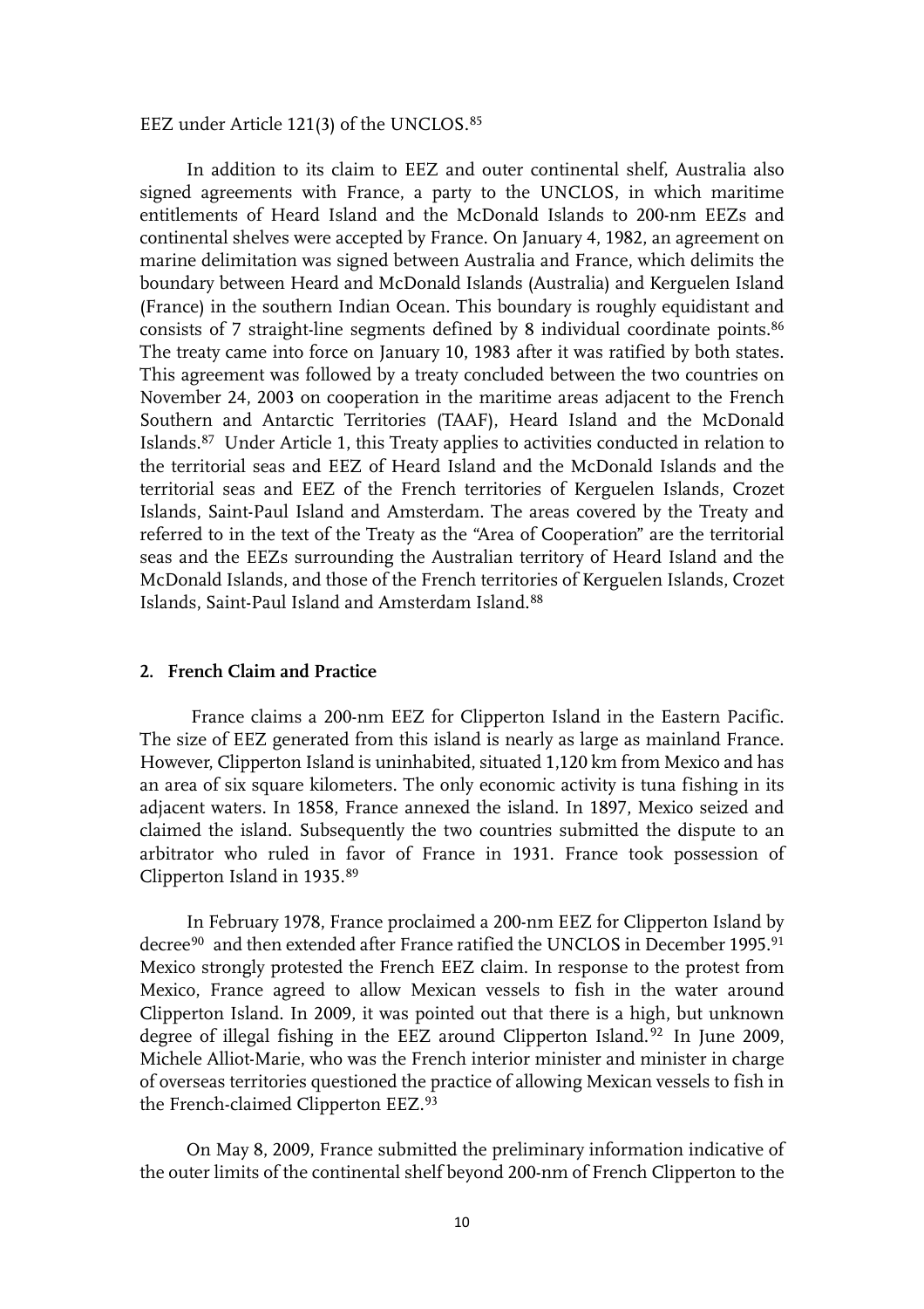EEZ under Article 121(3) of the UNCLOS.[85]

In addition to its claim to EEZ and outer continental shelf, Australia also signed agreements with France, a party to the UNCLOS, in which maritime entitlements of Heard Island and the McDonald Islands to 200-nm EEZs and continental shelves were accepted by France. On January 4, 1982, an agreement on marine delimitation was signed between Australia and France, which delimits the boundary between Heard and McDonald Islands (Australia) and Kerguelen Island (France) in the southern Indian Ocean. This boundary is roughly equidistant and consists of 7 straight-line segments defined by 8 individual coordinate points.[86] The treaty came into force on January 10, 1983 after it was ratified by both states. This agreement was followed by a treaty concluded between the two countries on November 24, 2003 on cooperation in the maritime areas adjacent to the French Southern and Antarctic Territories (TAAF), Heard Island and the McDonald Islands.[87] Under Article 1, this Treaty applies to activities conducted in relation to the territorial seas and EEZ of Heard Island and the McDonald Islands and the territorial seas and EEZ of the French territories of Kerguelen Islands, Crozet Islands, Saint-Paul Island and Amsterdam. The areas covered by the Treaty and referred to in the text of the Treaty as the "Area of Cooperation" are the territorial seas and the EEZs surrounding the Australian territory of Heard Island and the McDonald Islands, and those of the French territories of Kerguelen Islands, Crozet Islands, Saint-Paul Island and Amsterdam Island.[88]

## 2. French Claim and Practice

France claims a 200-nm EEZ for Clipperton Island in the Eastern Pacific. The size of EEZ generated from this island is nearly as large as mainland France. However, Clipperton Island is uninhabited, situated 1,120 km from Mexico and has an area of six square kilometers. The only economic activity is tuna fishing in its adjacent waters. In 1858, France annexed the island. In 1897, Mexico seized and claimed the island. Subsequently the two countries submitted the dispute to an arbitrator who ruled in favor of France in 1931. France took possession of Clipperton Island in 1935.[89]

In February 1978, France proclaimed a 200-nm EEZ for Clipperton Island by decree[90] and then extended after France ratified the UNCLOS in December 1995.[91] Mexico strongly protested the French EEZ claim. In response to the protest from Mexico, France agreed to allow Mexican vessels to fish in the water around Clipperton Island. In 2009, it was pointed out that there is a high, but unknown degree of illegal fishing in the EEZ around Clipperton Island.[92] In June 2009, Michele Alliot-Marie, who was the French interior minister and minister in charge of overseas territories questioned the practice of allowing Mexican vessels to fish in the French-claimed Clipperton EEZ.[93]

On May 8, 2009, France submitted the preliminary information indicative of the outer limits of the continental shelf beyond 200-nm of French Clipperton to the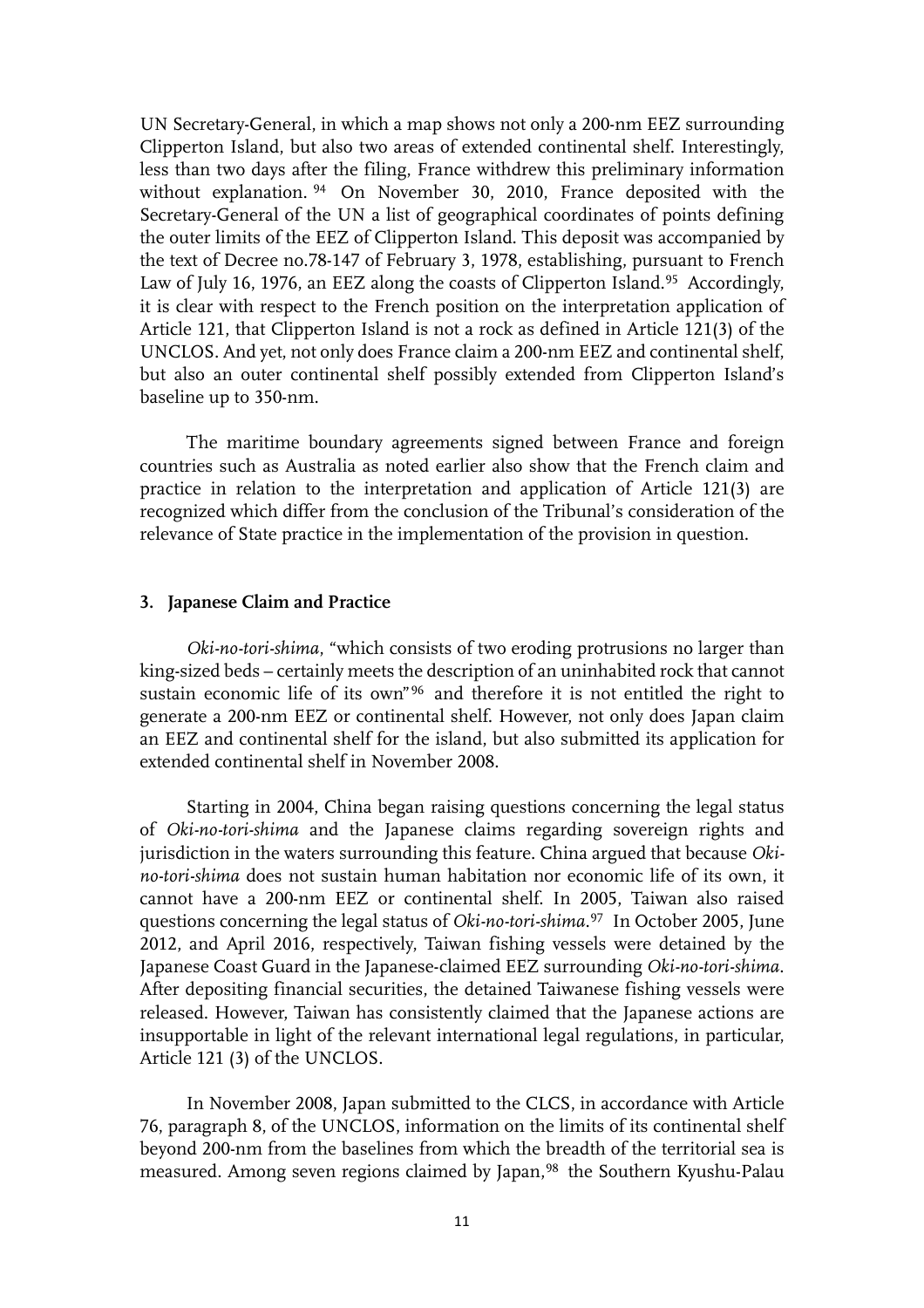UN Secretary-General, in which a map shows not only a 200-nm EEZ surrounding Clipperton Island, but also two areas of extended continental shelf. Interestingly, less than two days after the filing, France withdrew this preliminary information without explanation. [94] On November 30, 2010, France deposited with the Secretary-General of the UN a list of geographical coordinates of points defining the outer limits of the EEZ of Clipperton Island. This deposit was accompanied by the text of Decree no.78-147 of February 3, 1978, establishing, pursuant to French Law of July 16, 1976, an EEZ along the coasts of Clipperton Island.[95] Accordingly, it is clear with respect to the French position on the interpretation application of Article 121, that Clipperton Island is not a rock as defined in Article 121(3) of the UNCLOS. And yet, not only does France claim a 200-nm EEZ and continental shelf, but also an outer continental shelf possibly extended from Clipperton Island's baseline up to 350-nm.

The maritime boundary agreements signed between France and foreign countries such as Australia as noted earlier also show that the French claim and practice in relation to the interpretation and application of Article 121(3) are recognized which differ from the conclusion of the Tribunal's consideration of the relevance of State practice in the implementation of the provision in question.

### 3. Japanese Claim and Practice

*Oki-no-tori-shima*, "which consists of two eroding protrusions no larger than king-sized beds – certainly meets the description of an uninhabited rock that cannot sustain economic life of its own"[96] and therefore it is not entitled the right to generate a 200-nm EEZ or continental shelf. However, not only does Japan claim an EEZ and continental shelf for the island, but also submitted its application for extended continental shelf in November 2008.

Starting in 2004, China began raising questions concerning the legal status of *Oki-no-tori-shima* and the Japanese claims regarding sovereign rights and jurisdiction in the waters surrounding this feature. China argued that because *Oki-no-tori-shima* does not sustain human habitation nor economic life of its own, it cannot have a 200-nm EEZ or continental shelf. In 2005, Taiwan also raised questions concerning the legal status of *Oki-no-tori-shima*.[97] In October 2005, June 2012, and April 2016, respectively, Taiwan fishing vessels were detained by the Japanese Coast Guard in the Japanese-claimed EEZ surrounding *Oki-no-tori-shima*. After depositing financial securities, the detained Taiwanese fishing vessels were released. However, Taiwan has consistently claimed that the Japanese actions are insupportable in light of the relevant international legal regulations, in particular, Article 121 (3) of the UNCLOS.

In November 2008, Japan submitted to the CLCS, in accordance with Article 76, paragraph 8, of the UNCLOS, information on the limits of its continental shelf beyond 200-nm from the baselines from which the breadth of the territorial sea is measured. Among seven regions claimed by Japan,[98] the Southern Kyushu-Palau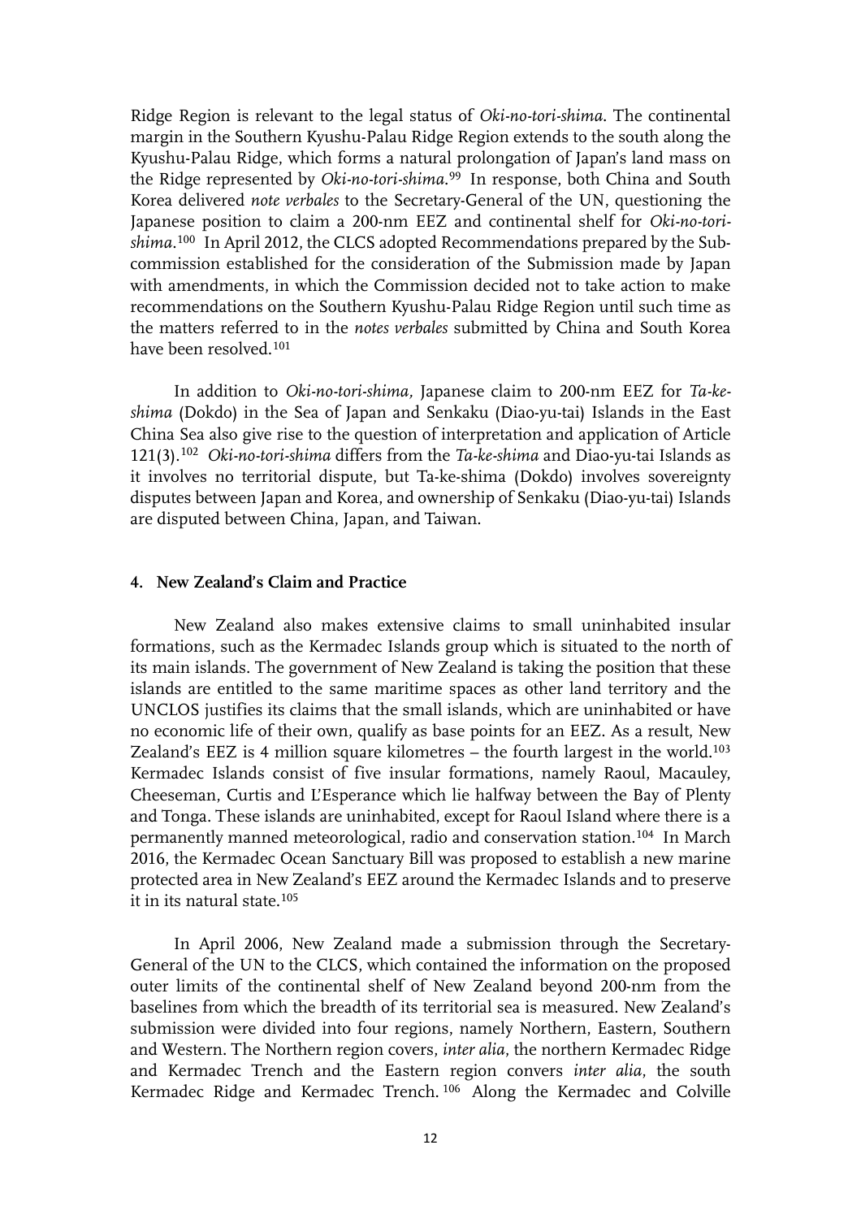Ridge Region is relevant to the legal status of *Oki-no-tori-shima*. The continental margin in the Southern Kyushu-Palau Ridge Region extends to the south along the Kyushu-Palau Ridge, which forms a natural prolongation of Japan's land mass on the Ridge represented by *Oki-no-tori-shima*.[99] In response, both China and South Korea delivered *note verbales* to the Secretary-General of the UN, questioning the Japanese position to claim a 200-nm EEZ and continental shelf for *Oki-no-tori-shima*.[100] In April 2012, the CLCS adopted Recommendations prepared by the Sub-commission established for the consideration of the Submission made by Japan with amendments, in which the Commission decided not to take action to make recommendations on the Southern Kyushu-Palau Ridge Region until such time as the matters referred to in the *notes verbales* submitted by China and South Korea have been resolved.[101]

In addition to *Oki-no-tori-shima,* Japanese claim to 200-nm EEZ for *Ta-ke-shima* (Dokdo) in the Sea of Japan and Senkaku (Diao-yu-tai) Islands in the East China Sea also give rise to the question of interpretation and application of Article 121(3).[102] *Oki-no-tori-shima* differs from the *Ta-ke-shima* and Diao-yu-tai Islands as it involves no territorial dispute, but Ta-ke-shima (Dokdo) involves sovereignty disputes between Japan and Korea, and ownership of Senkaku (Diao-yu-tai) Islands are disputed between China, Japan, and Taiwan.

#### 4. New Zealand's Claim and Practice

New Zealand also makes extensive claims to small uninhabited insular formations, such as the Kermadec Islands group which is situated to the north of its main islands. The government of New Zealand is taking the position that these islands are entitled to the same maritime spaces as other land territory and the UNCLOS justifies its claims that the small islands, which are uninhabited or have no economic life of their own, qualify as base points for an EEZ. As a result, New Zealand's EEZ is 4 million square kilometres – the fourth largest in the world.[103] Kermadec Islands consist of five insular formations, namely Raoul, Macauley, Cheeseman, Curtis and L'Esperance which lie halfway between the Bay of Plenty and Tonga. These islands are uninhabited, except for Raoul Island where there is a permanently manned meteorological, radio and conservation station.[104] In March 2016, the Kermadec Ocean Sanctuary Bill was proposed to establish a new marine protected area in New Zealand's EEZ around the Kermadec Islands and to preserve it in its natural state.[105]

In April 2006, New Zealand made a submission through the Secretary-General of the UN to the CLCS, which contained the information on the proposed outer limits of the continental shelf of New Zealand beyond 200-nm from the baselines from which the breadth of its territorial sea is measured. New Zealand's submission were divided into four regions, namely Northern, Eastern, Southern and Western. The Northern region covers, *inter alia*, the northern Kermadec Ridge and Kermadec Trench and the Eastern region convers *inter alia*, the south Kermadec Ridge and Kermadec Trench.[106] Along the Kermadec and Colville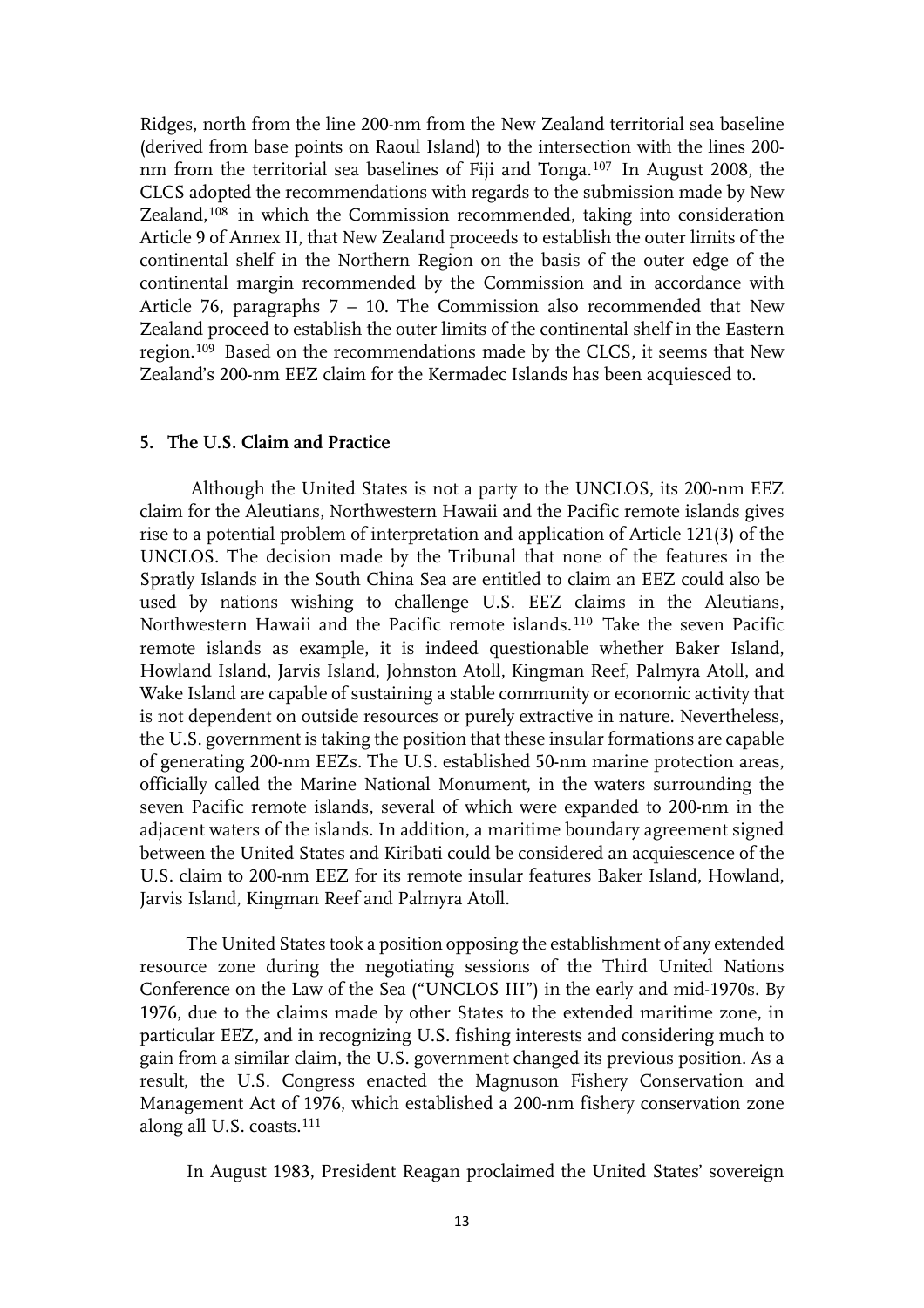Ridges, north from the line 200-nm from the New Zealand territorial sea baseline (derived from base points on Raoul Island) to the intersection with the lines 200-nm from the territorial sea baselines of Fiji and Tonga.[107] In August 2008, the CLCS adopted the recommendations with regards to the submission made by New Zealand,[108] in which the Commission recommended, taking into consideration Article 9 of Annex II, that New Zealand proceeds to establish the outer limits of the continental shelf in the Northern Region on the basis of the outer edge of the continental margin recommended by the Commission and in accordance with Article 76, paragraphs 7 – 10. The Commission also recommended that New Zealand proceed to establish the outer limits of the continental shelf in the Eastern region.[109] Based on the recommendations made by the CLCS, it seems that New Zealand's 200-nm EEZ claim for the Kermadec Islands has been acquiesced to.

### 5. The U.S. Claim and Practice

Although the United States is not a party to the UNCLOS, its 200-nm EEZ claim for the Aleutians, Northwestern Hawaii and the Pacific remote islands gives rise to a potential problem of interpretation and application of Article 121(3) of the UNCLOS. The decision made by the Tribunal that none of the features in the Spratly Islands in the South China Sea are entitled to claim an EEZ could also be used by nations wishing to challenge U.S. EEZ claims in the Aleutians, Northwestern Hawaii and the Pacific remote islands.[110] Take the seven Pacific remote islands as example, it is indeed questionable whether Baker Island, Howland Island, Jarvis Island, Johnston Atoll, Kingman Reef, Palmyra Atoll, and Wake Island are capable of sustaining a stable community or economic activity that is not dependent on outside resources or purely extractive in nature. Nevertheless, the U.S. government is taking the position that these insular formations are capable of generating 200-nm EEZs. The U.S. established 50-nm marine protection areas, officially called the Marine National Monument, in the waters surrounding the seven Pacific remote islands, several of which were expanded to 200-nm in the adjacent waters of the islands. In addition, a maritime boundary agreement signed between the United States and Kiribati could be considered an acquiescence of the U.S. claim to 200-nm EEZ for its remote insular features Baker Island, Howland, Jarvis Island, Kingman Reef and Palmyra Atoll.

The United States took a position opposing the establishment of any extended resource zone during the negotiating sessions of the Third United Nations Conference on the Law of the Sea ("UNCLOS III") in the early and mid-1970s. By 1976, due to the claims made by other States to the extended maritime zone, in particular EEZ, and in recognizing U.S. fishing interests and considering much to gain from a similar claim, the U.S. government changed its previous position. As a result, the U.S. Congress enacted the Magnuson Fishery Conservation and Management Act of 1976, which established a 200-nm fishery conservation zone along all U.S. coasts.[111]

In August 1983, President Reagan proclaimed the United States' sovereign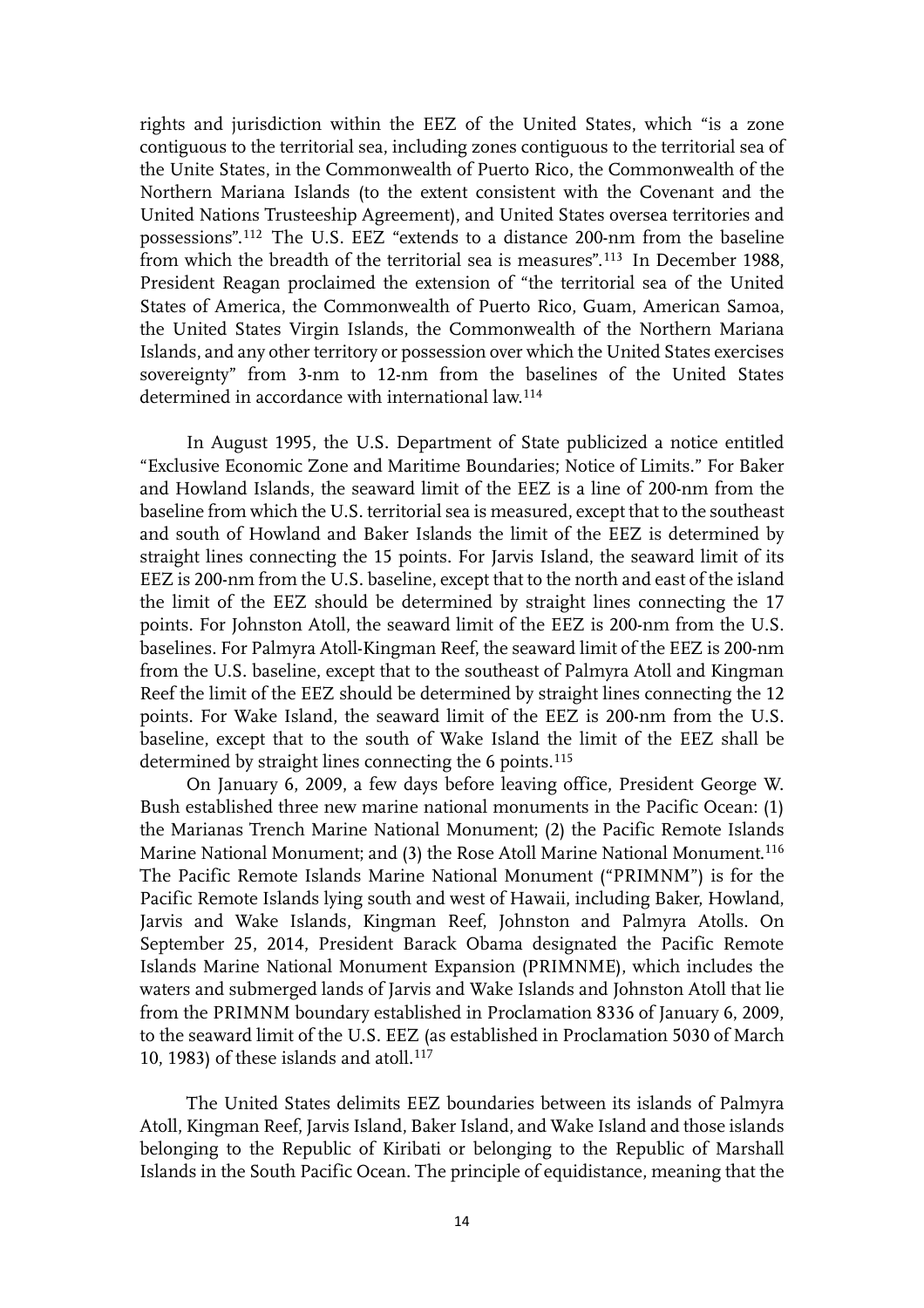rights and jurisdiction within the EEZ of the United States, which "is a zone contiguous to the territorial sea, including zones contiguous to the territorial sea of the Unite States, in the Commonwealth of Puerto Rico, the Commonwealth of the Northern Mariana Islands (to the extent consistent with the Covenant and the United Nations Trusteeship Agreement), and United States oversea territories and possessions".[112] The U.S. EEZ "extends to a distance 200-nm from the baseline from which the breadth of the territorial sea is measures".[113] In December 1988, President Reagan proclaimed the extension of "the territorial sea of the United States of America, the Commonwealth of Puerto Rico, Guam, American Samoa, the United States Virgin Islands, the Commonwealth of the Northern Mariana Islands, and any other territory or possession over which the United States exercises sovereignty" from 3-nm to 12-nm from the baselines of the United States determined in accordance with international law.[114]

In August 1995, the U.S. Department of State publicized a notice entitled "Exclusive Economic Zone and Maritime Boundaries; Notice of Limits." For Baker and Howland Islands, the seaward limit of the EEZ is a line of 200-nm from the baseline from which the U.S. territorial sea is measured, except that to the southeast and south of Howland and Baker Islands the limit of the EEZ is determined by straight lines connecting the 15 points. For Jarvis Island, the seaward limit of its EEZ is 200-nm from the U.S. baseline, except that to the north and east of the island the limit of the EEZ should be determined by straight lines connecting the 17 points. For Johnston Atoll, the seaward limit of the EEZ is 200-nm from the U.S. baselines. For Palmyra Atoll-Kingman Reef, the seaward limit of the EEZ is 200-nm from the U.S. baseline, except that to the southeast of Palmyra Atoll and Kingman Reef the limit of the EEZ should be determined by straight lines connecting the 12 points. For Wake Island, the seaward limit of the EEZ is 200-nm from the U.S. baseline, except that to the south of Wake Island the limit of the EEZ shall be determined by straight lines connecting the 6 points.[115]

On January 6, 2009, a few days before leaving office, President George W. Bush established three new marine national monuments in the Pacific Ocean: (1) the Marianas Trench Marine National Monument; (2) the Pacific Remote Islands Marine National Monument; and (3) the Rose Atoll Marine National Monument.[116] The Pacific Remote Islands Marine National Monument ("PRIMNM") is for the Pacific Remote Islands lying south and west of Hawaii, including Baker, Howland, Jarvis and Wake Islands, Kingman Reef, Johnston and Palmyra Atolls. On September 25, 2014, President Barack Obama designated the Pacific Remote Islands Marine National Monument Expansion (PRIMNME), which includes the waters and submerged lands of Jarvis and Wake Islands and Johnston Atoll that lie from the PRIMNM boundary established in Proclamation 8336 of January 6, 2009, to the seaward limit of the U.S. EEZ (as established in Proclamation 5030 of March 10, 1983) of these islands and atoll.[117]

The United States delimits EEZ boundaries between its islands of Palmyra Atoll, Kingman Reef, Jarvis Island, Baker Island, and Wake Island and those islands belonging to the Republic of Kiribati or belonging to the Republic of Marshall Islands in the South Pacific Ocean. The principle of equidistance, meaning that the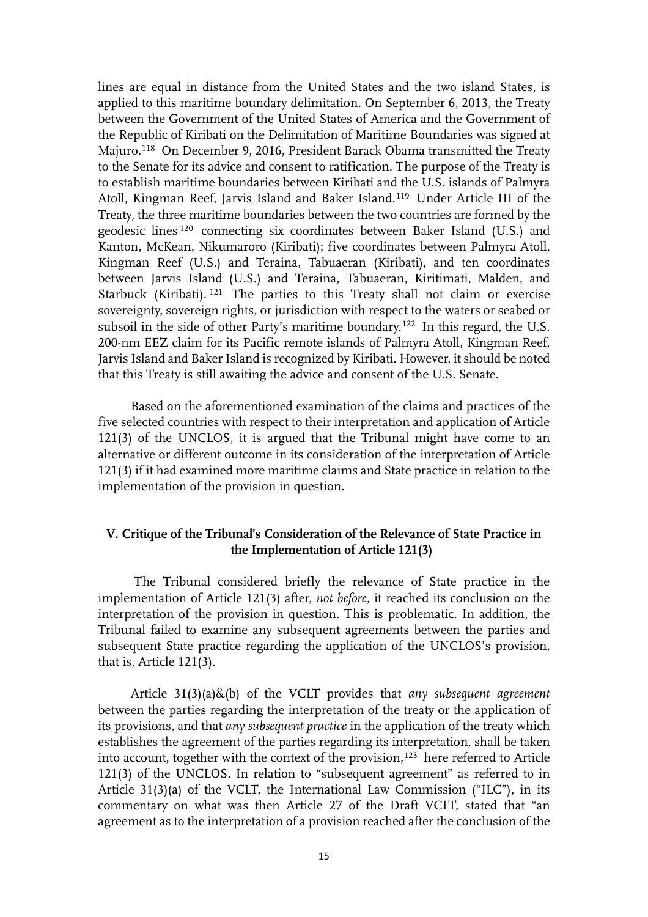lines are equal in distance from the United States and the two island States, is applied to this maritime boundary delimitation. On September 6, 2013, the Treaty between the Government of the United States of America and the Government of the Republic of Kiribati on the Delimitation of Maritime Boundaries was signed at Majuro.[118] On December 9, 2016, President Barack Obama transmitted the Treaty to the Senate for its advice and consent to ratification. The purpose of the Treaty is to establish maritime boundaries between Kiribati and the U.S. islands of Palmyra Atoll, Kingman Reef, Jarvis Island and Baker Island.[119] Under Article III of the Treaty, the three maritime boundaries between the two countries are formed by the geodesic lines[120] connecting six coordinates between Baker Island (U.S.) and Kanton, McKean, Nikumaroro (Kiribati); five coordinates between Palmyra Atoll, Kingman Reef (U.S.) and Teraina, Tabuaeran (Kiribati), and ten coordinates between Jarvis Island (U.S.) and Teraina, Tabuaeran, Kiritimati, Malden, and Starbuck (Kiribati).[121] The parties to this Treaty shall not claim or exercise sovereignty, sovereign rights, or jurisdiction with respect to the waters or seabed or subsoil in the side of other Party's maritime boundary.[122] In this regard, the U.S. 200-nm EEZ claim for its Pacific remote islands of Palmyra Atoll, Kingman Reef, Jarvis Island and Baker Island is recognized by Kiribati. However, it should be noted that this Treaty is still awaiting the advice and consent of the U.S. Senate.

Based on the aforementioned examination of the claims and practices of the five selected countries with respect to their interpretation and application of Article 121(3) of the UNCLOS, it is argued that the Tribunal might have come to an alternative or different outcome in its consideration of the interpretation of Article 121(3) if it had examined more maritime claims and State practice in relation to the implementation of the provision in question.

## V. Critique of the Tribunal's Consideration of the Relevance of State Practice in the Implementation of Article 121(3)

The Tribunal considered briefly the relevance of State practice in the implementation of Article 121(3) after, *not before*, it reached its conclusion on the interpretation of the provision in question. This is problematic. In addition, the Tribunal failed to examine any subsequent agreements between the parties and subsequent State practice regarding the application of the UNCLOS's provision, that is, Article 121(3).

Article 31(3)(a)&(b) of the VCLT provides that *any subsequent agreement* between the parties regarding the interpretation of the treaty or the application of its provisions, and that *any subsequent practice* in the application of the treaty which establishes the agreement of the parties regarding its interpretation, shall be taken into account, together with the context of the provision,[123] here referred to Article 121(3) of the UNCLOS. In relation to "subsequent agreement" as referred to in Article 31(3)(a) of the VCLT, the International Law Commission ("ILC"), in its commentary on what was then Article 27 of the Draft VCLT, stated that "an agreement as to the interpretation of a provision reached after the conclusion of the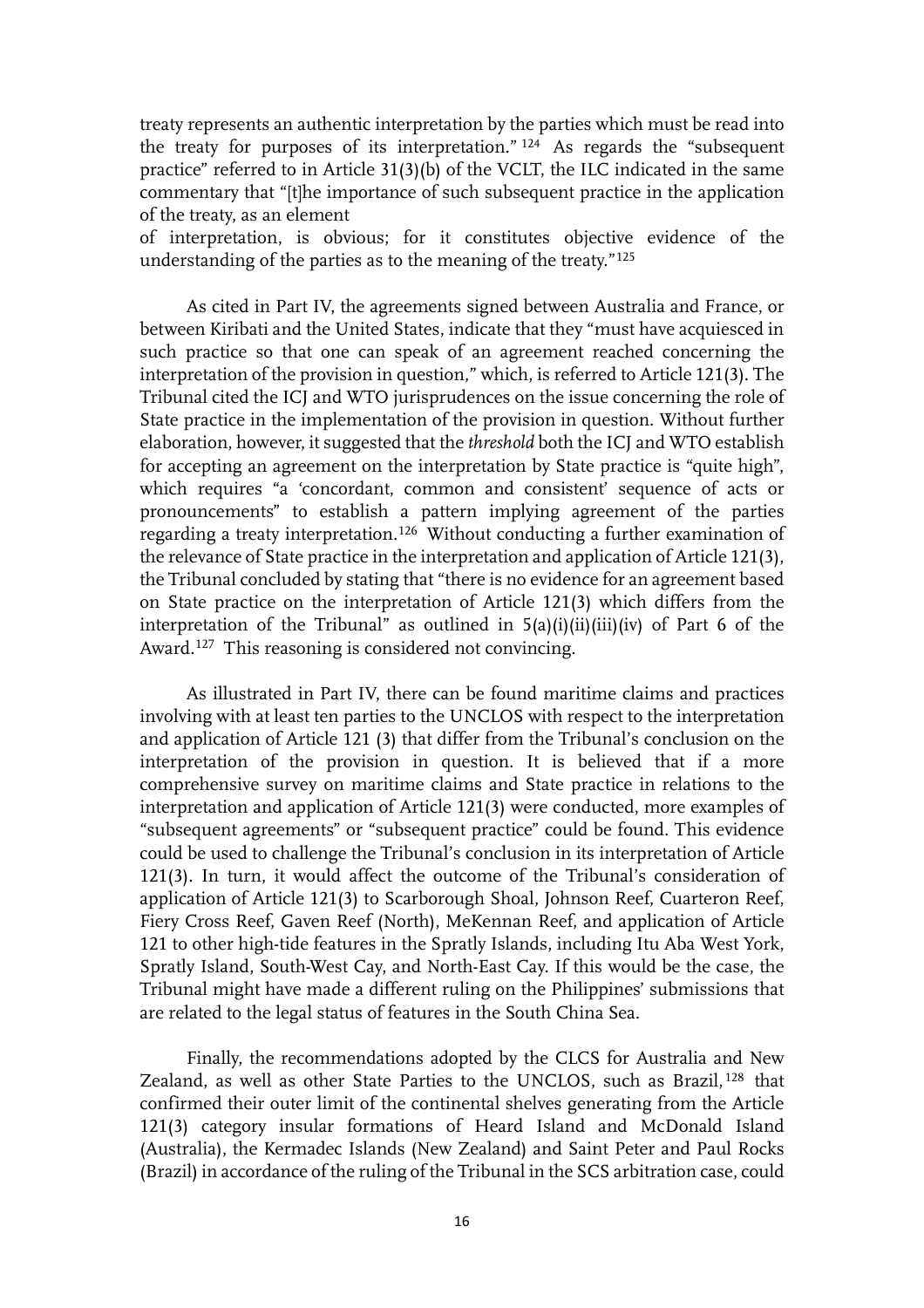treaty represents an authentic interpretation by the parties which must be read into the treaty for purposes of its interpretation." [124] As regards the "subsequent practice" referred to in Article 31(3)(b) of the VCLT, the ILC indicated in the same commentary that "[t]he importance of such subsequent practice in the application of the treaty, as an element

of interpretation, is obvious; for it constitutes objective evidence of the understanding of the parties as to the meaning of the treaty." [125]

As cited in Part IV, the agreements signed between Australia and France, or between Kiribati and the United States, indicate that they "must have acquiesced in such practice so that one can speak of an agreement reached concerning the interpretation of the provision in question," which, is referred to Article 121(3). The Tribunal cited the ICJ and WTO jurisprudences on the issue concerning the role of State practice in the implementation of the provision in question. Without further elaboration, however, it suggested that the *threshold* both the ICJ and WTO establish for accepting an agreement on the interpretation by State practice is "quite high", which requires "a 'concordant, common and consistent' sequence of acts or pronouncements" to establish a pattern implying agreement of the parties regarding a treaty interpretation. [126] Without conducting a further examination of the relevance of State practice in the interpretation and application of Article 121(3), the Tribunal concluded by stating that "there is no evidence for an agreement based on State practice on the interpretation of Article 121(3) which differs from the interpretation of the Tribunal" as outlined in 5(a)(i)(ii)(iii)(iv) of Part 6 of the Award. [127] This reasoning is considered not convincing.

As illustrated in Part IV, there can be found maritime claims and practices involving with at least ten parties to the UNCLOS with respect to the interpretation and application of Article 121 (3) that differ from the Tribunal's conclusion on the interpretation of the provision in question. It is believed that if a more comprehensive survey on maritime claims and State practice in relations to the interpretation and application of Article 121(3) were conducted, more examples of "subsequent agreements" or "subsequent practice" could be found. This evidence could be used to challenge the Tribunal's conclusion in its interpretation of Article 121(3). In turn, it would affect the outcome of the Tribunal's consideration of application of Article 121(3) to Scarborough Shoal, Johnson Reef, Cuarteron Reef, Fiery Cross Reef, Gaven Reef (North), MeKennan Reef, and application of Article 121 to other high-tide features in the Spratly Islands, including Itu Aba West York, Spratly Island, South-West Cay, and North-East Cay. If this would be the case, the Tribunal might have made a different ruling on the Philippines' submissions that are related to the legal status of features in the South China Sea.

Finally, the recommendations adopted by the CLCS for Australia and New Zealand, as well as other State Parties to the UNCLOS, such as Brazil, [128] that confirmed their outer limit of the continental shelves generating from the Article 121(3) category insular formations of Heard Island and McDonald Island (Australia), the Kermadec Islands (New Zealand) and Saint Peter and Paul Rocks (Brazil) in accordance of the ruling of the Tribunal in the SCS arbitration case, could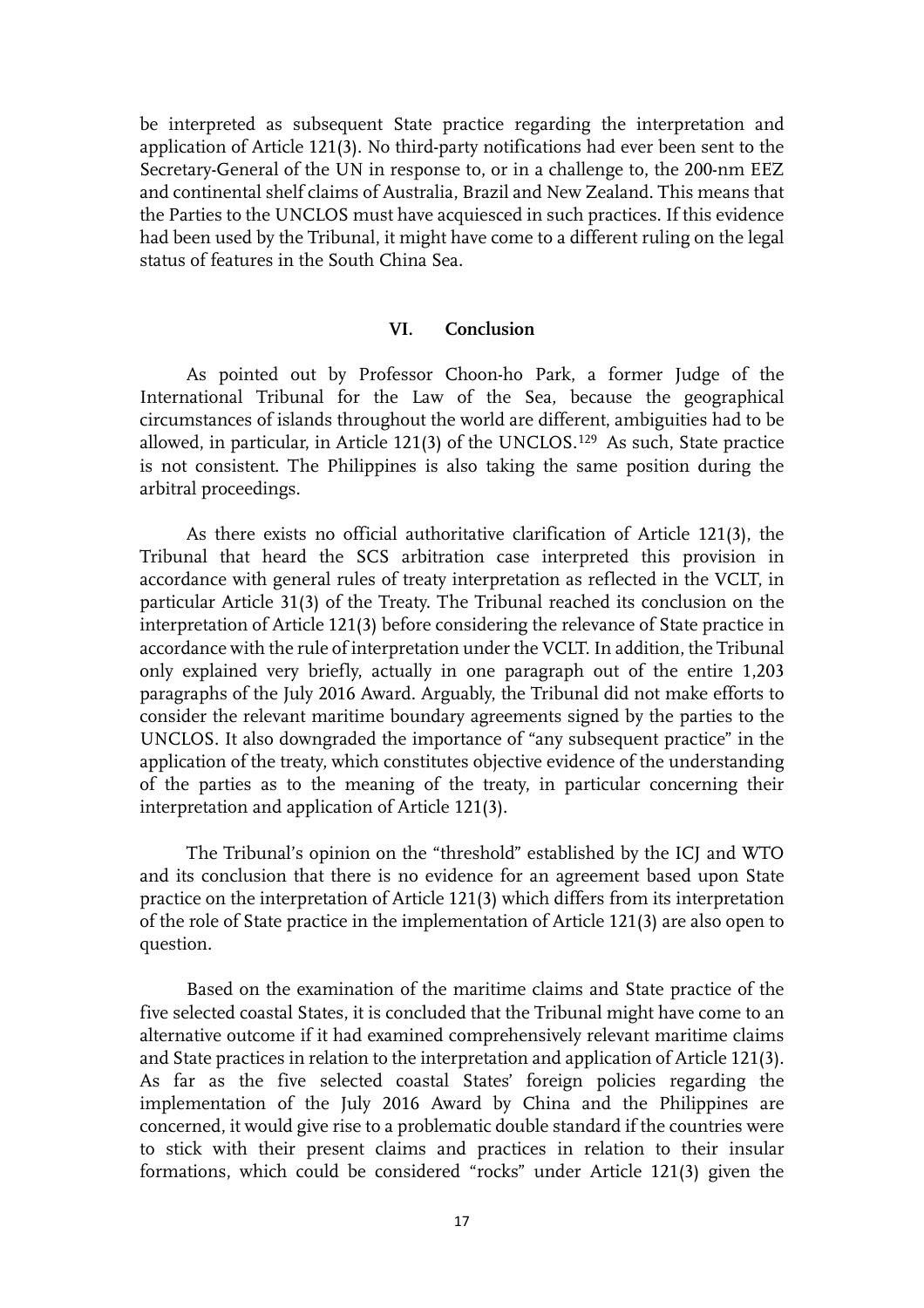be interpreted as subsequent State practice regarding the interpretation and application of Article 121(3). No third-party notifications had ever been sent to the Secretary-General of the UN in response to, or in a challenge to, the 200-nm EEZ and continental shelf claims of Australia, Brazil and New Zealand. This means that the Parties to the UNCLOS must have acquiesced in such practices. If this evidence had been used by the Tribunal, it might have come to a different ruling on the legal status of features in the South China Sea.

## VI. Conclusion

As pointed out by Professor Choon-ho Park, a former Judge of the International Tribunal for the Law of the Sea, because the geographical circumstances of islands throughout the world are different, ambiguities had to be allowed, in particular, in Article 121(3) of the UNCLOS.[129] As such, State practice is not consistent. The Philippines is also taking the same position during the arbitral proceedings.

As there exists no official authoritative clarification of Article 121(3), the Tribunal that heard the SCS arbitration case interpreted this provision in accordance with general rules of treaty interpretation as reflected in the VCLT, in particular Article 31(3) of the Treaty. The Tribunal reached its conclusion on the interpretation of Article 121(3) before considering the relevance of State practice in accordance with the rule of interpretation under the VCLT. In addition, the Tribunal only explained very briefly, actually in one paragraph out of the entire 1,203 paragraphs of the July 2016 Award. Arguably, the Tribunal did not make efforts to consider the relevant maritime boundary agreements signed by the parties to the UNCLOS. It also downgraded the importance of "any subsequent practice" in the application of the treaty, which constitutes objective evidence of the understanding of the parties as to the meaning of the treaty, in particular concerning their interpretation and application of Article 121(3).

The Tribunal's opinion on the "threshold" established by the ICJ and WTO and its conclusion that there is no evidence for an agreement based upon State practice on the interpretation of Article 121(3) which differs from its interpretation of the role of State practice in the implementation of Article 121(3) are also open to question.

Based on the examination of the maritime claims and State practice of the five selected coastal States, it is concluded that the Tribunal might have come to an alternative outcome if it had examined comprehensively relevant maritime claims and State practices in relation to the interpretation and application of Article 121(3). As far as the five selected coastal States' foreign policies regarding the implementation of the July 2016 Award by China and the Philippines are concerned, it would give rise to a problematic double standard if the countries were to stick with their present claims and practices in relation to their insular formations, which could be considered "rocks" under Article 121(3) given the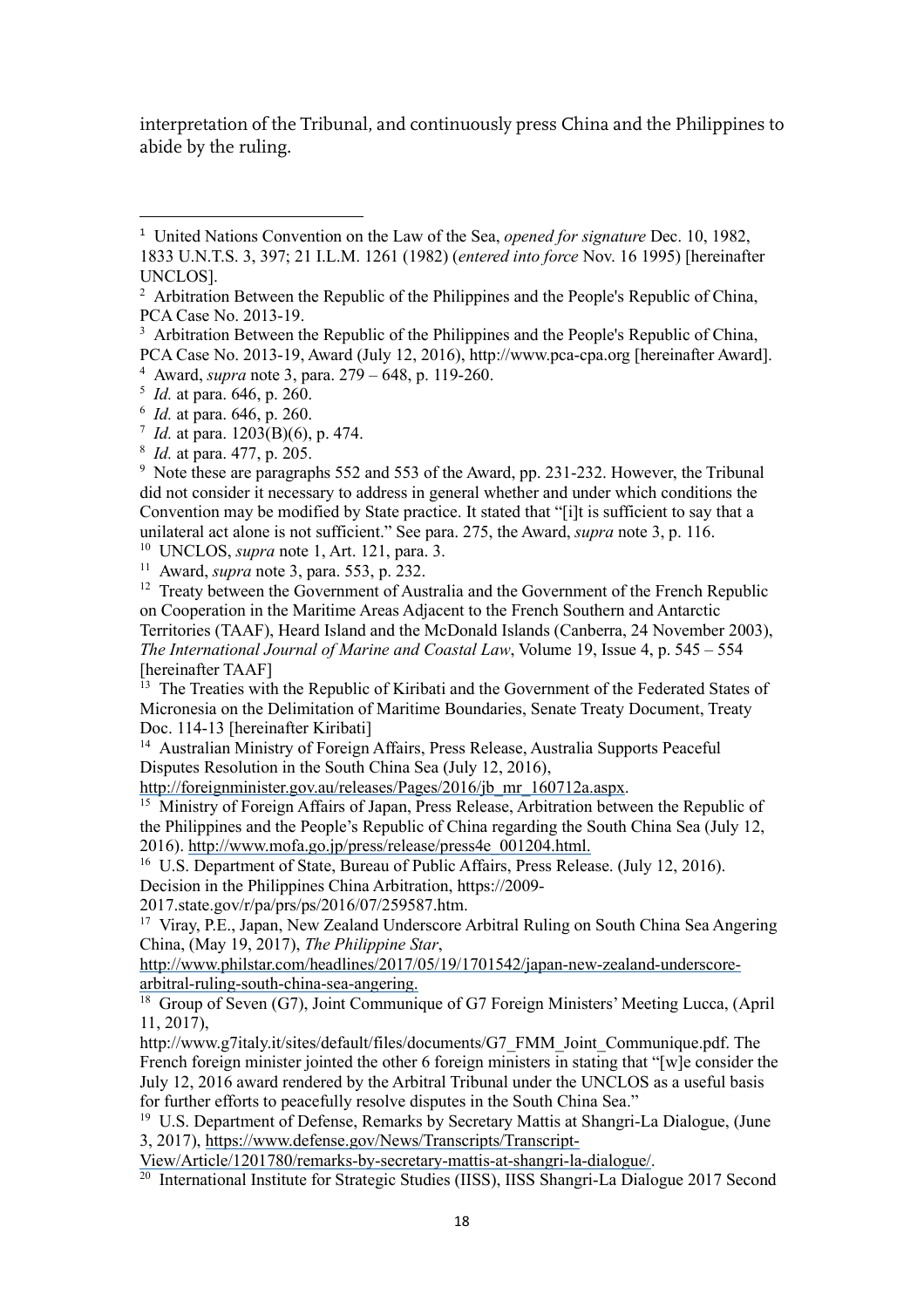interpretation of the Tribunal, and continuously press China and the Philippines to abide by the ruling.

---

[1] United Nations Convention on the Law of the Sea, *opened for signature* Dec. 10, 1982, 1833 U.N.T.S. 3, 397; 21 I.L.M. 1261 (1982) (*entered into force* Nov. 16 1995) [hereinafter UNCLOS].

[2] Arbitration Between the Republic of the Philippines and the People's Republic of China, PCA Case No. 2013-19.

[3] Arbitration Between the Republic of the Philippines and the People's Republic of China, PCA Case No. 2013-19, Award (July 12, 2016), http://www.pca-cpa.org [hereinafter Award].

[4] Award, *supra* note 3, para. 279 – 648, p. 119-260.

[5] *Id.* at para. 646, p. 260.

[6] *Id.* at para. 646, p. 260.

[7] *Id.* at para. 1203(B)(6), p. 474.

[8] *Id.* at para. 477, p. 205.

[9] Note these are paragraphs 552 and 553 of the Award, pp. 231-232. However, the Tribunal did not consider it necessary to address in general whether and under which conditions the Convention may be modified by State practice. It stated that "[i]t is sufficient to say that a unilateral act alone is not sufficient." See para. 275, the Award, *supra* note 3, p. 116.

[10] UNCLOS, *supra* note 1, Art. 121, para. 3.

[11] Award, *supra* note 3, para. 553, p. 232.

[12] Treaty between the Government of Australia and the Government of the French Republic on Cooperation in the Maritime Areas Adjacent to the French Southern and Antarctic Territories (TAAF), Heard Island and the McDonald Islands (Canberra, 24 November 2003), *The International Journal of Marine and Coastal Law*, Volume 19, Issue 4, p. 545 – 554 [hereinafter TAAF]

[13] The Treaties with the Republic of Kiribati and the Government of the Federated States of Micronesia on the Delimitation of Maritime Boundaries, Senate Treaty Document, Treaty Doc. 114-13 [hereinafter Kiribati]

[14] Australian Ministry of Foreign Affairs, Press Release, Australia Supports Peaceful Disputes Resolution in the South China Sea (July 12, 2016), http://foreignminister.gov.au/releases/Pages/2016/jb_mr_160712a.aspx.

[15] Ministry of Foreign Affairs of Japan, Press Release, Arbitration between the Republic of the Philippines and the People's Republic of China regarding the South China Sea (July 12, 2016). http://www.mofa.go.jp/press/release/press4e_001204.html.

[16] U.S. Department of State, Bureau of Public Affairs, Press Release. (July 12, 2016). Decision in the Philippines China Arbitration, https://2009-2017.state.gov/r/pa/prs/ps/2016/07/259587.htm.

[17] Viray, P.E., Japan, New Zealand Underscore Arbitral Ruling on South China Sea Angering China, (May 19, 2017), *The Philippine Star*, http://www.philstar.com/headlines/2017/05/19/1701542/japan-new-zealand-underscore-arbitral-ruling-south-china-sea-angering.

[18] Group of Seven (G7), Joint Communique of G7 Foreign Ministers' Meeting Lucca, (April 11, 2017), http://www.g7italy.it/sites/default/files/documents/G7_FMM_Joint_Communique.pdf. The French foreign minister jointed the other 6 foreign ministers in stating that "[w]e consider the July 12, 2016 award rendered by the Arbitral Tribunal under the UNCLOS as a useful basis for further efforts to peacefully resolve disputes in the South China Sea."

[19] U.S. Department of Defense, Remarks by Secretary Mattis at Shangri-La Dialogue, (June 3, 2017), https://www.defense.gov/News/Transcripts/Transcript-View/Article/1201780/remarks-by-secretary-mattis-at-shangri-la-dialogue/.

[20] International Institute for Strategic Studies (IISS), IISS Shangri-La Dialogue 2017 Second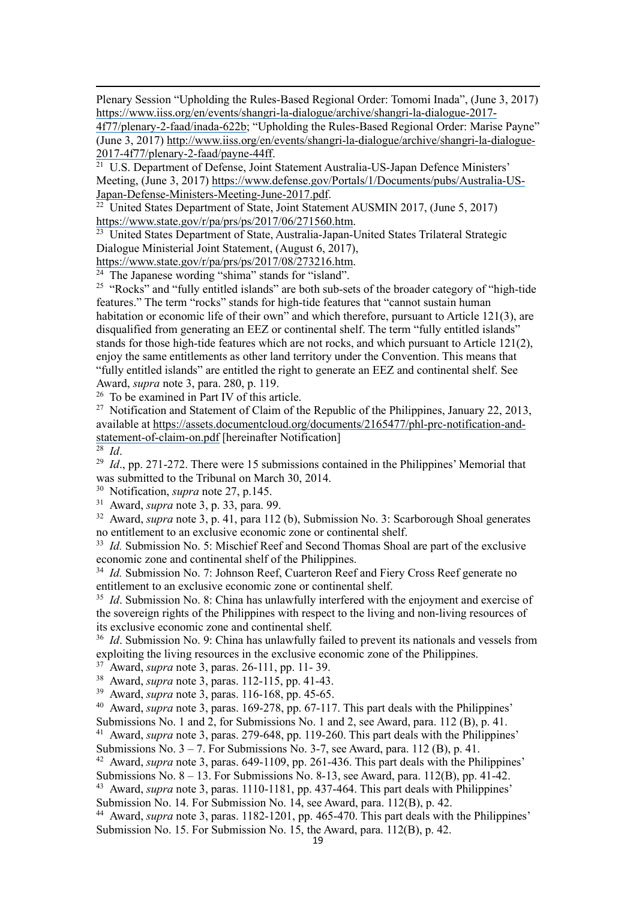Plenary Session "Upholding the Rules-Based Regional Order: Tomomi Inada", (June 3, 2017) https://www.iiss.org/en/events/shangri-la-dialogue/archive/shangri-la-dialogue-2017-4f77/plenary-2-faad/inada-622b; "Upholding the Rules-Based Regional Order: Marise Payne" (June 3, 2017) http://www.iiss.org/en/events/shangri-la-dialogue/archive/shangri-la-dialogue-2017-4f77/plenary-2-faad/payne-44ff.

[21] U.S. Department of Defense, Joint Statement Australia-US-Japan Defence Ministers' Meeting, (June 3, 2017) https://www.defense.gov/Portals/1/Documents/pubs/Australia-US-Japan-Defense-Ministers-Meeting-June-2017.pdf.

[22] United States Department of State, Joint Statement AUSMIN 2017, (June 5, 2017) https://www.state.gov/r/pa/prs/ps/2017/06/271560.htm.

[23] United States Department of State, Australia-Japan-United States Trilateral Strategic Dialogue Ministerial Joint Statement, (August 6, 2017), https://www.state.gov/r/pa/prs/ps/2017/08/273216.htm.

[24] The Japanese wording "shima" stands for "island".

[25] "Rocks" and "fully entitled islands" are both sub-sets of the broader category of "high-tide features." The term "rocks" stands for high-tide features that "cannot sustain human habitation or economic life of their own" and which therefore, pursuant to Article 121(3), are disqualified from generating an EEZ or continental shelf. The term "fully entitled islands" stands for those high-tide features which are not rocks, and which pursuant to Article 121(2), enjoy the same entitlements as other land territory under the Convention. This means that "fully entitled islands" are entitled the right to generate an EEZ and continental shelf. See Award, *supra* note 3, para. 280, p. 119.

[26] To be examined in Part IV of this article.

[27] Notification and Statement of Claim of the Republic of the Philippines, January 22, 2013, available at https://assets.documentcloud.org/documents/2165477/phl-prc-notification-and-statement-of-claim-on.pdf [hereinafter Notification]

[28] *Id*.

[29] *Id*., pp. 271-272. There were 15 submissions contained in the Philippines' Memorial that was submitted to the Tribunal on March 30, 2014.

[30] Notification, *supra* note 27, p.145.

[31] Award, *supra* note 3, p. 33, para. 99.

[32] Award, *supra* note 3, p. 41, para 112 (b), Submission No. 3: Scarborough Shoal generates no entitlement to an exclusive economic zone or continental shelf.

[33] *Id.* Submission No. 5: Mischief Reef and Second Thomas Shoal are part of the exclusive economic zone and continental shelf of the Philippines.

[34] *Id.* Submission No. 7: Johnson Reef, Cuarteron Reef and Fiery Cross Reef generate no entitlement to an exclusive economic zone or continental shelf.

[35] *Id*. Submission No. 8: China has unlawfully interfered with the enjoyment and exercise of the sovereign rights of the Philippines with respect to the living and non-living resources of its exclusive economic zone and continental shelf.

[36] *Id*. Submission No. 9: China has unlawfully failed to prevent its nationals and vessels from exploiting the living resources in the exclusive economic zone of the Philippines.

[37] Award, *supra* note 3, paras. 26-111, pp. 11- 39.

[38] Award, *supra* note 3, paras. 112-115, pp. 41-43.

[39] Award, *supra* note 3, paras. 116-168, pp. 45-65.

[40] Award, *supra* note 3, paras. 169-278, pp. 67-117. This part deals with the Philippines' Submissions No. 1 and 2, for Submissions No. 1 and 2, see Award, para. 112 (B), p. 41.

[41] Award, *supra* note 3, paras. 279-648, pp. 119-260. This part deals with the Philippines' Submissions No. 3 – 7. For Submissions No. 3-7, see Award, para. 112 (B), p. 41.

[42] Award, *supra* note 3, paras. 649-1109, pp. 261-436. This part deals with the Philippines' Submissions No. 8 – 13. For Submissions No. 8-13, see Award, para. 112(B), pp. 41-42.

[43] Award, *supra* note 3, paras. 1110-1181, pp. 437-464. This part deals with Philippines' Submission No. 14. For Submission No. 14, see Award, para. 112(B), p. 42.

[44] Award, *supra* note 3, paras. 1182-1201, pp. 465-470. This part deals with the Philippines' Submission No. 15. For Submission No. 15, the Award, para. 112(B), p. 42.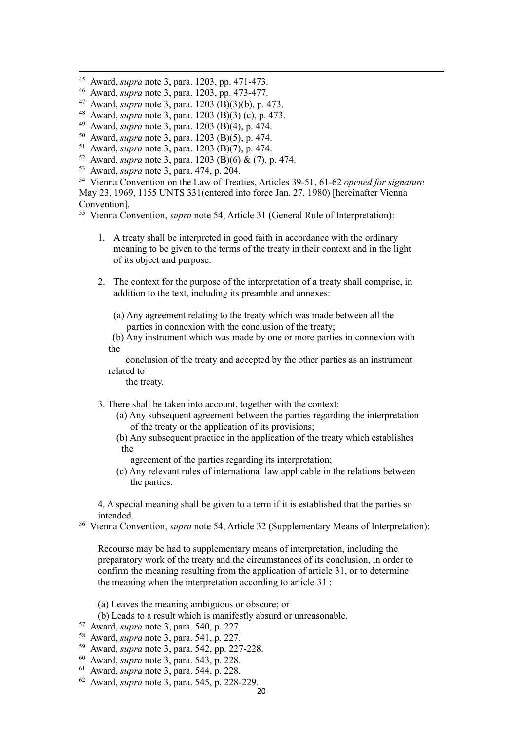[45] Award, *supra* note 3, para. 1203, pp. 471-473.

[46] Award, *supra* note 3, para. 1203, pp. 473-477.

[47] Award, *supra* note 3, para. 1203 (B)(3)(b), p. 473.

[48] Award, *supra* note 3, para. 1203 (B)(3) (c), p. 473.

[49] Award, *supra* note 3, para. 1203 (B)(4), p. 474.

[50] Award, *supra* note 3, para. 1203 (B)(5), p. 474.

[51] Award, *supra* note 3, para. 1203 (B)(7), p. 474.

[52] Award, *supra* note 3, para. 1203 (B)(6) & (7), p. 474.

[53] Award, *supra* note 3, para. 474, p. 204.

[54] Vienna Convention on the Law of Treaties, Articles 39-51, 61-62 *opened for signature* May 23, 1969, 1155 UNTS 331(entered into force Jan. 27, 1980) [hereinafter Vienna Convention].

[55] Vienna Convention, *supra* note 54, Article 31 (General Rule of Interpretation):

1. A treaty shall be interpreted in good faith in accordance with the ordinary meaning to be given to the terms of the treaty in their context and in the light of its object and purpose.

2. The context for the purpose of the interpretation of a treaty shall comprise, in addition to the text, including its preamble and annexes:

   (a) Any agreement relating to the treaty which was made between all the parties in connexion with the conclusion of the treaty;

   (b) Any instrument which was made by one or more parties in connexion with the conclusion of the treaty and accepted by the other parties as an instrument related to the treaty.

3. There shall be taken into account, together with the context:

   (a) Any subsequent agreement between the parties regarding the interpretation of the treaty or the application of its provisions;

   (b) Any subsequent practice in the application of the treaty which establishes the agreement of the parties regarding its interpretation;

   (c) Any relevant rules of international law applicable in the relations between the parties.

4. A special meaning shall be given to a term if it is established that the parties so intended.

[56] Vienna Convention, *supra* note 54, Article 32 (Supplementary Means of Interpretation):

Recourse may be had to supplementary means of interpretation, including the preparatory work of the treaty and the circumstances of its conclusion, in order to confirm the meaning resulting from the application of article 31, or to determine the meaning when the interpretation according to article 31 :

(a) Leaves the meaning ambiguous or obscure; or

(b) Leads to a result which is manifestly absurd or unreasonable.

[57] Award, *supra* note 3, para. 540, p. 227.

[58] Award, *supra* note 3, para. 541, p. 227.

[59] Award, *supra* note 3, para. 542, pp. 227-228.

[60] Award, *supra* note 3, para. 543, p. 228.

[61] Award, *supra* note 3, para. 544, p. 228.

[62] Award, *supra* note 3, para. 545, p. 228-229.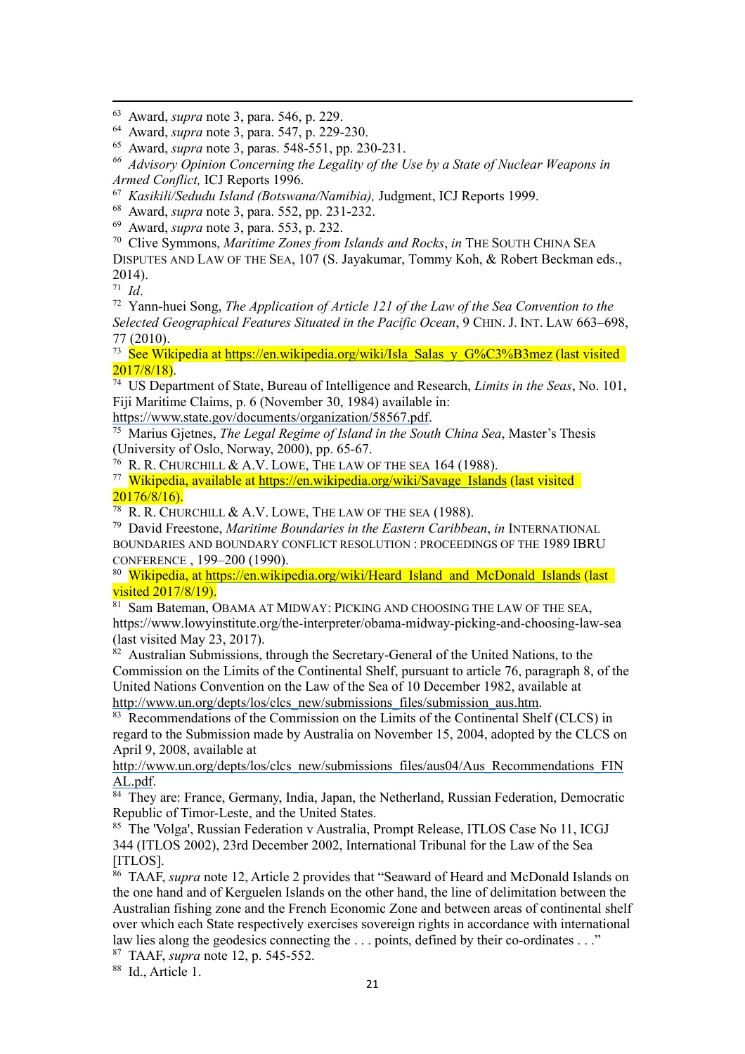[63] Award, *supra* note 3, para. 546, p. 229.

[64] Award, *supra* note 3, para. 547, p. 229-230.

[65] Award, *supra* note 3, paras. 548-551, pp. 230-231.

[66] *Advisory Opinion Concerning the Legality of the Use by a State of Nuclear Weapons in Armed Conflict,* ICJ Reports 1996.

[67] *Kasikili/Sedudu Island (Botswana/Namibia),* Judgment, ICJ Reports 1999.

[68] Award, *supra* note 3, para. 552, pp. 231-232.

[69] Award, *supra* note 3, para. 553, p. 232.

[70] Clive Symmons, *Maritime Zones from Islands and Rocks*, *in* THE SOUTH CHINA SEA DISPUTES AND LAW OF THE SEA, 107 (S. Jayakumar, Tommy Koh, & Robert Beckman eds., 2014).

[71] *Id*.

[72] Yann-huei Song, *The Application of Article 121 of the Law of the Sea Convention to the Selected Geographical Features Situated in the Pacific Ocean*, 9 CHIN. J. INT. LAW 663–698, 77 (2010).

[73] See Wikipedia at https://en.wikipedia.org/wiki/Isla_Salas_y_G%C3%B3mez (last visited 2017/8/18).

[74] US Department of State, Bureau of Intelligence and Research, *Limits in the Seas*, No. 101, Fiji Maritime Claims, p. 6 (November 30, 1984) available in: https://www.state.gov/documents/organization/58567.pdf.

[75] Marius Gjetnes, *The Legal Regime of Island in the South China Sea*, Master's Thesis (University of Oslo, Norway, 2000), pp. 65-67.

[76] R. R. CHURCHILL & A.V. LOWE, THE LAW OF THE SEA 164 (1988).

[77] Wikipedia, available at https://en.wikipedia.org/wiki/Savage_Islands (last visited 20176/8/16).

[78] R. R. CHURCHILL & A.V. LOWE, THE LAW OF THE SEA (1988).

[79] David Freestone, *Maritime Boundaries in the Eastern Caribbean*, *in* INTERNATIONAL BOUNDARIES AND BOUNDARY CONFLICT RESOLUTION : PROCEEDINGS OF THE 1989 IBRU CONFERENCE , 199–200 (1990).

[80] Wikipedia, at https://en.wikipedia.org/wiki/Heard_Island_and_McDonald_Islands (last visited 2017/8/19).

[81] Sam Bateman, OBAMA AT MIDWAY: PICKING AND CHOOSING THE LAW OF THE SEA, https://www.lowyinstitute.org/the-interpreter/obama-midway-picking-and-choosing-law-sea (last visited May 23, 2017).

[82] Australian Submissions, through the Secretary-General of the United Nations, to the Commission on the Limits of the Continental Shelf, pursuant to article 76, paragraph 8, of the United Nations Convention on the Law of the Sea of 10 December 1982, available at http://www.un.org/depts/los/clcs_new/submissions_files/submission_aus.htm.

[83] Recommendations of the Commission on the Limits of the Continental Shelf (CLCS) in regard to the Submission made by Australia on November 15, 2004, adopted by the CLCS on April 9, 2008, available at http://www.un.org/depts/los/clcs_new/submissions_files/aus04/Aus_Recommendations_FINAL.pdf.

[84] They are: France, Germany, India, Japan, the Netherland, Russian Federation, Democratic Republic of Timor-Leste, and the United States.

[85] The 'Volga', Russian Federation v Australia, Prompt Release, ITLOS Case No 11, ICGJ 344 (ITLOS 2002), 23rd December 2002, International Tribunal for the Law of the Sea [ITLOS].

[86] TAAF, *supra* note 12, Article 2 provides that "Seaward of Heard and McDonald Islands on the one hand and of Kerguelen Islands on the other hand, the line of delimitation between the Australian fishing zone and the French Economic Zone and between areas of continental shelf over which each State respectively exercises sovereign rights in accordance with international law lies along the geodesics connecting the . . . points, defined by their co-ordinates . . ."

[87] TAAF, *supra* note 12, p. 545-552.

[88] Id., Article 1.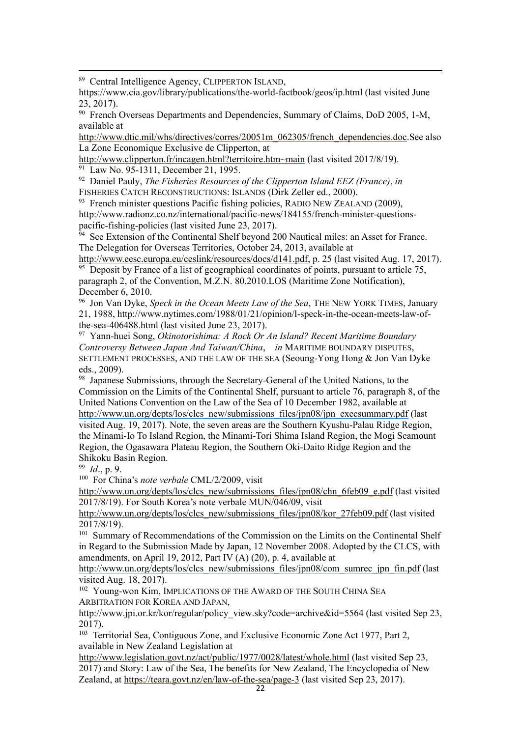[89] Central Intelligence Agency, CLIPPERTON ISLAND, https://www.cia.gov/library/publications/the-world-factbook/geos/ip.html (last visited June 23, 2017).

[90] French Overseas Departments and Dependencies, Summary of Claims, DoD 2005, 1-M, available at http://www.dtic.mil/whs/directives/corres/20051m_062305/french_dependencies.doc.See also La Zone Economique Exclusive de Clipperton, at http://www.clipperton.fr/incagen.html?territoire.htm~main (last visited 2017/8/19).

[91] Law No. 95-1311, December 21, 1995.

[92] Daniel Pauly, *The Fisheries Resources of the Clipperton Island EEZ (France)*, *in* FISHERIES CATCH RECONSTRUCTIONS: ISLANDS (Dirk Zeller ed., 2000).

[93] French minister questions Pacific fishing policies, RADIO NEW ZEALAND (2009), http://www.radionz.co.nz/international/pacific-news/184155/french-minister-questions-pacific-fishing-policies (last visited June 23, 2017).

[94] See Extension of the Continental Shelf beyond 200 Nautical miles: an Asset for France. The Delegation for Overseas Territories, October 24, 2013, available at http://www.eesc.europa.eu/ceslink/resources/docs/d141.pdf, p. 25 (last visited Aug. 17, 2017).

[95] Deposit by France of a list of geographical coordinates of points, pursuant to article 75, paragraph 2, of the Convention, M.Z.N. 80.2010.LOS (Maritime Zone Notification), December 6, 2010.

[96] Jon Van Dyke, *Speck in the Ocean Meets Law of the Sea*, THE NEW YORK TIMES, January 21, 1988, http://www.nytimes.com/1988/01/21/opinion/l-speck-in-the-ocean-meets-law-of-the-sea-406488.html (last visited June 23, 2017).

[97] Yann-huei Song, *Okinotorishima: A Rock Or An Island? Recent Maritime Boundary Controversy Between Japan And Taiwan/China*, *in* MARITIME BOUNDARY DISPUTES, SETTLEMENT PROCESSES, AND THE LAW OF THE SEA (Seoung-Yong Hong & Jon Van Dyke eds., 2009).

[98] Japanese Submissions, through the Secretary-General of the United Nations, to the Commission on the Limits of the Continental Shelf, pursuant to article 76, paragraph 8, of the United Nations Convention on the Law of the Sea of 10 December 1982, available at http://www.un.org/depts/los/clcs_new/submissions_files/jpn08/jpn_execsummary.pdf (last visited Aug. 19, 2017). Note, the seven areas are the Southern Kyushu-Palau Ridge Region, the Minami-Io To Island Region, the Minami-Tori Shima Island Region, the Mogi Seamount Region, the Ogasawara Plateau Region, the Southern Oki-Daito Ridge Region and the Shikoku Basin Region.

[99] *Id*., p. 9.

[100] For China's *note verbale* CML/2/2009, visit http://www.un.org/depts/los/clcs_new/submissions_files/jpn08/chn_6feb09_e.pdf (last visited 2017/8/19). For South Korea's note verbale MUN/046/09, visit http://www.un.org/depts/los/clcs_new/submissions_files/jpn08/kor_27feb09.pdf (last visited 2017/8/19).

[101] Summary of Recommendations of the Commission on the Limits on the Continental Shelf in Regard to the Submission Made by Japan, 12 November 2008. Adopted by the CLCS, with amendments, on April 19, 2012, Part IV (A) (20), p. 4, available at http://www.un.org/depts/los/clcs_new/submissions_files/jpn08/com_sumrec_jpn_fin.pdf (last visited Aug. 18, 2017).

[102] Young-won Kim, IMPLICATIONS OF THE AWARD OF THE SOUTH CHINA SEA ARBITRATION FOR KOREA AND JAPAN, http://www.jpi.or.kr/kor/regular/policy_view.sky?code=archive&id=5564 (last visited Sep 23, 2017).

[103] Territorial Sea, Contiguous Zone, and Exclusive Economic Zone Act 1977, Part 2, available in New Zealand Legislation at http://www.legislation.govt.nz/act/public/1977/0028/latest/whole.html (last visited Sep 23, 2017) and Story: Law of the Sea, The benefits for New Zealand, The Encyclopedia of New Zealand, at https://teara.govt.nz/en/law-of-the-sea/page-3 (last visited Sep 23, 2017).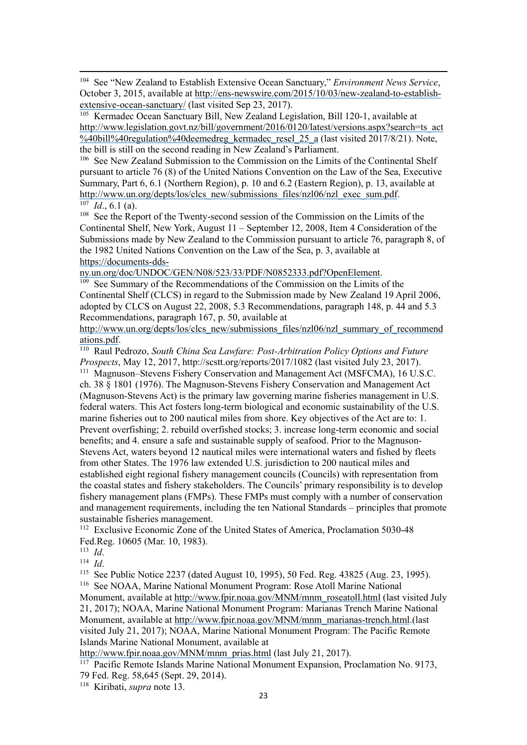[104] See "New Zealand to Establish Extensive Ocean Sanctuary," *Environment News Service*, October 3, 2015, available at http://ens-newswire.com/2015/10/03/new-zealand-to-establish-extensive-ocean-sanctuary/ (last visited Sep 23, 2017).

[105] Kermadec Ocean Sanctuary Bill, New Zealand Legislation, Bill 120-1, available at http://www.legislation.govt.nz/bill/government/2016/0120/latest/versions.aspx?search=ts_act%40bill%40regulation%40deemedreg_kermadec_resel_25_a (last visited 2017/8/21). Note, the bill is still on the second reading in New Zealand's Parliament.

[106] See New Zealand Submission to the Commission on the Limits of the Continental Shelf pursuant to article 76 (8) of the United Nations Convention on the Law of the Sea, Executive Summary, Part 6, 6.1 (Northern Region), p. 10 and 6.2 (Eastern Region), p. 13, available at http://www.un.org/depts/los/clcs_new/submissions_files/nzl06/nzl_exec_sum.pdf.

[107] *Id*., 6.1 (a).

[108] See the Report of the Twenty-second session of the Commission on the Limits of the Continental Shelf, New York, August 11 – September 12, 2008, Item 4 Consideration of the Submissions made by New Zealand to the Commission pursuant to article 76, paragraph 8, of the 1982 United Nations Convention on the Law of the Sea, p. 3, available at https://documents-dds-ny.un.org/doc/UNDOC/GEN/N08/523/33/PDF/N0852333.pdf?OpenElement.

[109] See Summary of the Recommendations of the Commission on the Limits of the Continental Shelf (CLCS) in regard to the Submission made by New Zealand 19 April 2006, adopted by CLCS on August 22, 2008, 5.3 Recommendations, paragraph 148, p. 44 and 5.3 Recommendations, paragraph 167, p. 50, available at http://www.un.org/depts/los/clcs_new/submissions_files/nzl06/nzl_summary_of_recommendations.pdf.

[110] Raul Pedrozo, *South China Sea Lawfare: Post-Arbitration Policy Options and Future Prospects*, May 12, 2017, http://scstt.org/reports/2017/1082 (last visited July 23, 2017).

[111] Magnuson–Stevens Fishery Conservation and Management Act (MSFCMA), 16 U.S.C. ch. 38 § 1801 (1976). The Magnuson-Stevens Fishery Conservation and Management Act (Magnuson-Stevens Act) is the primary law governing marine fisheries management in U.S. federal waters. This Act fosters long-term biological and economic sustainability of the U.S. marine fisheries out to 200 nautical miles from shore. Key objectives of the Act are to: 1. Prevent overfishing; 2. rebuild overfished stocks; 3. increase long-term economic and social benefits; and 4. ensure a safe and sustainable supply of seafood. Prior to the Magnuson-Stevens Act, waters beyond 12 nautical miles were international waters and fished by fleets from other States. The 1976 law extended U.S. jurisdiction to 200 nautical miles and established eight regional fishery management councils (Councils) with representation from the coastal states and fishery stakeholders. The Councils' primary responsibility is to develop fishery management plans (FMPs). These FMPs must comply with a number of conservation and management requirements, including the ten National Standards – principles that promote sustainable fisheries management.

[112] Exclusive Economic Zone of the United States of America, Proclamation 5030-48 Fed.Reg. 10605 (Mar. 10, 1983).

[113] *Id*.

[114] *Id*.

[115] See Public Notice 2237 (dated August 10, 1995), 50 Fed. Reg. 43825 (Aug. 23, 1995).

[116] See NOAA, Marine National Monument Program: Rose Atoll Marine National Monument, available at http://www.fpir.noaa.gov/MNM/mnm_roseatoll.html (last visited July 21, 2017); NOAA, Marine National Monument Program: Marianas Trench Marine National Monument, available at http://www.fpir.noaa.gov/MNM/mnm_marianas-trench.html.(last visited July 21, 2017); NOAA, Marine National Monument Program: The Pacific Remote Islands Marine National Monument, available at http://www.fpir.noaa.gov/MNM/mnm_prias.html (last July 21, 2017).

[117] Pacific Remote Islands Marine National Monument Expansion, Proclamation No. 9173, 79 Fed. Reg. 58,645 (Sept. 29, 2014).

[118] Kiribati, *supra* note 13.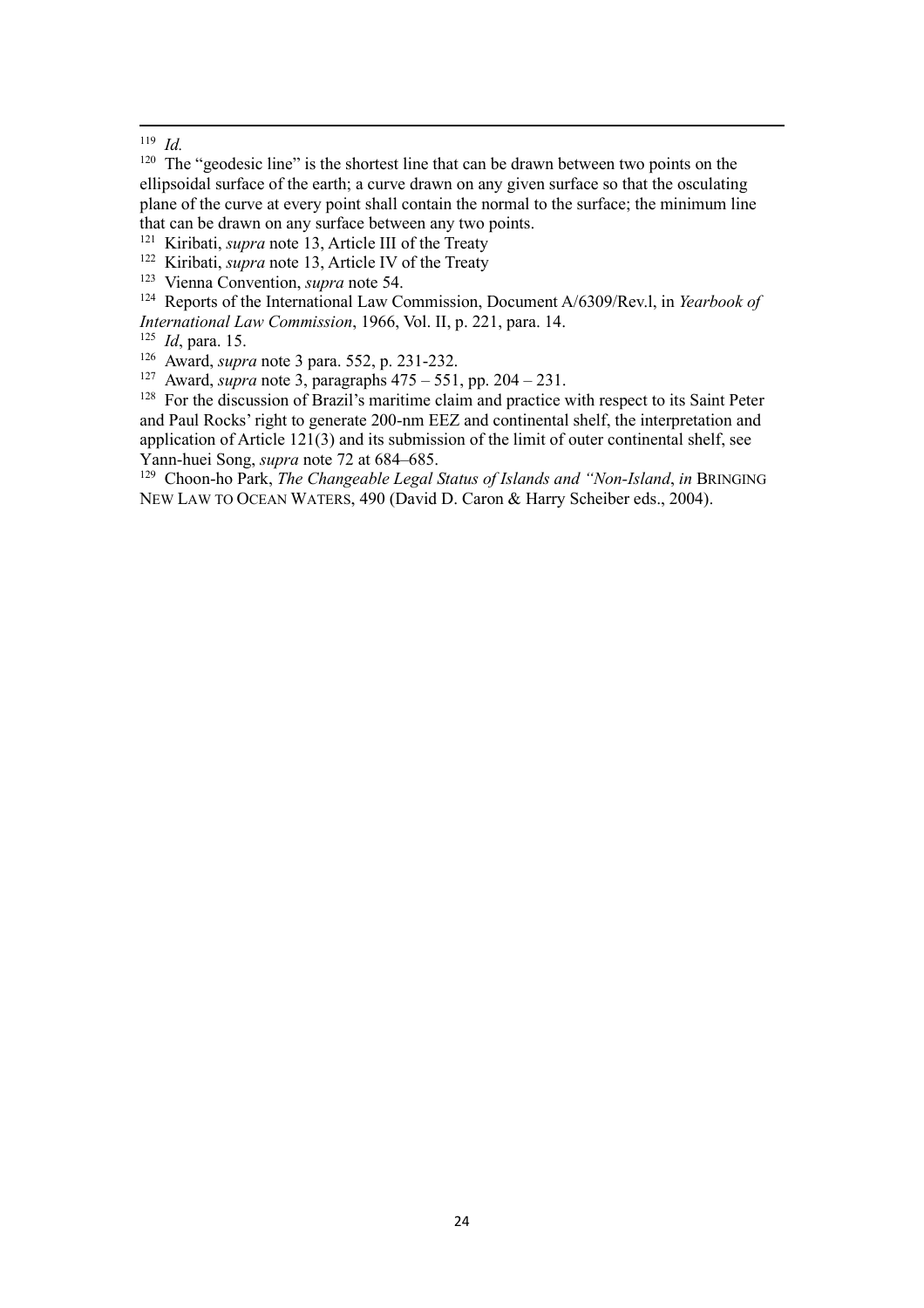[119] *Id.*

[120] The "geodesic line" is the shortest line that can be drawn between two points on the ellipsoidal surface of the earth; a curve drawn on any given surface so that the osculating plane of the curve at every point shall contain the normal to the surface; the minimum line that can be drawn on any surface between any two points.

[121] Kiribati, *supra* note 13, Article III of the Treaty

[122] Kiribati, *supra* note 13, Article IV of the Treaty

[123] Vienna Convention, *supra* note 54.

[124] Reports of the International Law Commission, Document A/6309/Rev.l, in *Yearbook of International Law Commission*, 1966, Vol. II, p. 221, para. 14.

[125] *Id*, para. 15.

[126] Award, *supra* note 3 para. 552, p. 231-232.

[127] Award, *supra* note 3, paragraphs 475 – 551, pp. 204 – 231.

[128] For the discussion of Brazil's maritime claim and practice with respect to its Saint Peter and Paul Rocks' right to generate 200-nm EEZ and continental shelf, the interpretation and application of Article 121(3) and its submission of the limit of outer continental shelf, see Yann-huei Song, *supra* note 72 at 684–685.

[129] Choon-ho Park, *The Changeable Legal Status of Islands and "Non-Island*, *in* BRINGING NEW LAW TO OCEAN WATERS, 490 (David D. Caron & Harry Scheiber eds., 2004).